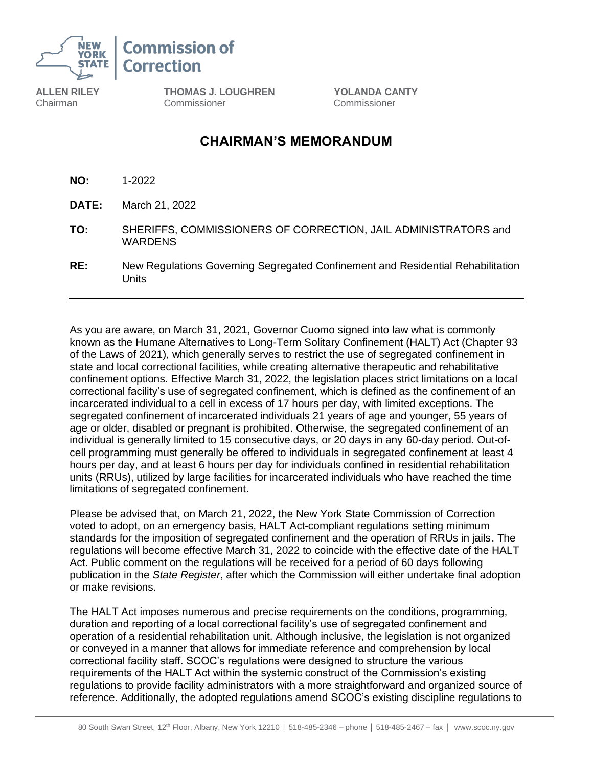**Commission of Correction**

**ALLEN RILEY**
Chairman

**THOMAS J. LOUGHREN**
Commissioner

**YOLANDA CANTY**
Commissioner

# CHAIRMAN'S MEMORANDUM

**NO:** 1-2022

**DATE:** March 21, 2022

**TO:** SHERIFFS, COMMISSIONERS OF CORRECTION, JAIL ADMINISTRATORS and WARDENS

**RE:** New Regulations Governing Segregated Confinement and Residential Rehabilitation Units

---

As you are aware, on March 31, 2021, Governor Cuomo signed into law what is commonly known as the Humane Alternatives to Long-Term Solitary Confinement (HALT) Act (Chapter 93 of the Laws of 2021), which generally serves to restrict the use of segregated confinement in state and local correctional facilities, while creating alternative therapeutic and rehabilitative confinement options. Effective March 31, 2022, the legislation places strict limitations on a local correctional facility's use of segregated confinement, which is defined as the confinement of an incarcerated individual to a cell in excess of 17 hours per day, with limited exceptions. The segregated confinement of incarcerated individuals 21 years of age and younger, 55 years of age or older, disabled or pregnant is prohibited. Otherwise, the segregated confinement of an individual is generally limited to 15 consecutive days, or 20 days in any 60-day period. Out-of-cell programming must generally be offered to individuals in segregated confinement at least 4 hours per day, and at least 6 hours per day for individuals confined in residential rehabilitation units (RRUs), utilized by large facilities for incarcerated individuals who have reached the time limitations of segregated confinement.

Please be advised that, on March 21, 2022, the New York State Commission of Correction voted to adopt, on an emergency basis, HALT Act-compliant regulations setting minimum standards for the imposition of segregated confinement and the operation of RRUs in jails. The regulations will become effective March 31, 2022 to coincide with the effective date of the HALT Act. Public comment on the regulations will be received for a period of 60 days following publication in the *State Register*, after which the Commission will either undertake final adoption or make revisions.

The HALT Act imposes numerous and precise requirements on the conditions, programming, duration and reporting of a local correctional facility's use of segregated confinement and operation of a residential rehabilitation unit. Although inclusive, the legislation is not organized or conveyed in a manner that allows for immediate reference and comprehension by local correctional facility staff. SCOC's regulations were designed to structure the various requirements of the HALT Act within the systemic construct of the Commission's existing regulations to provide facility administrators with a more straightforward and organized source of reference. Additionally, the adopted regulations amend SCOC's existing discipline regulations to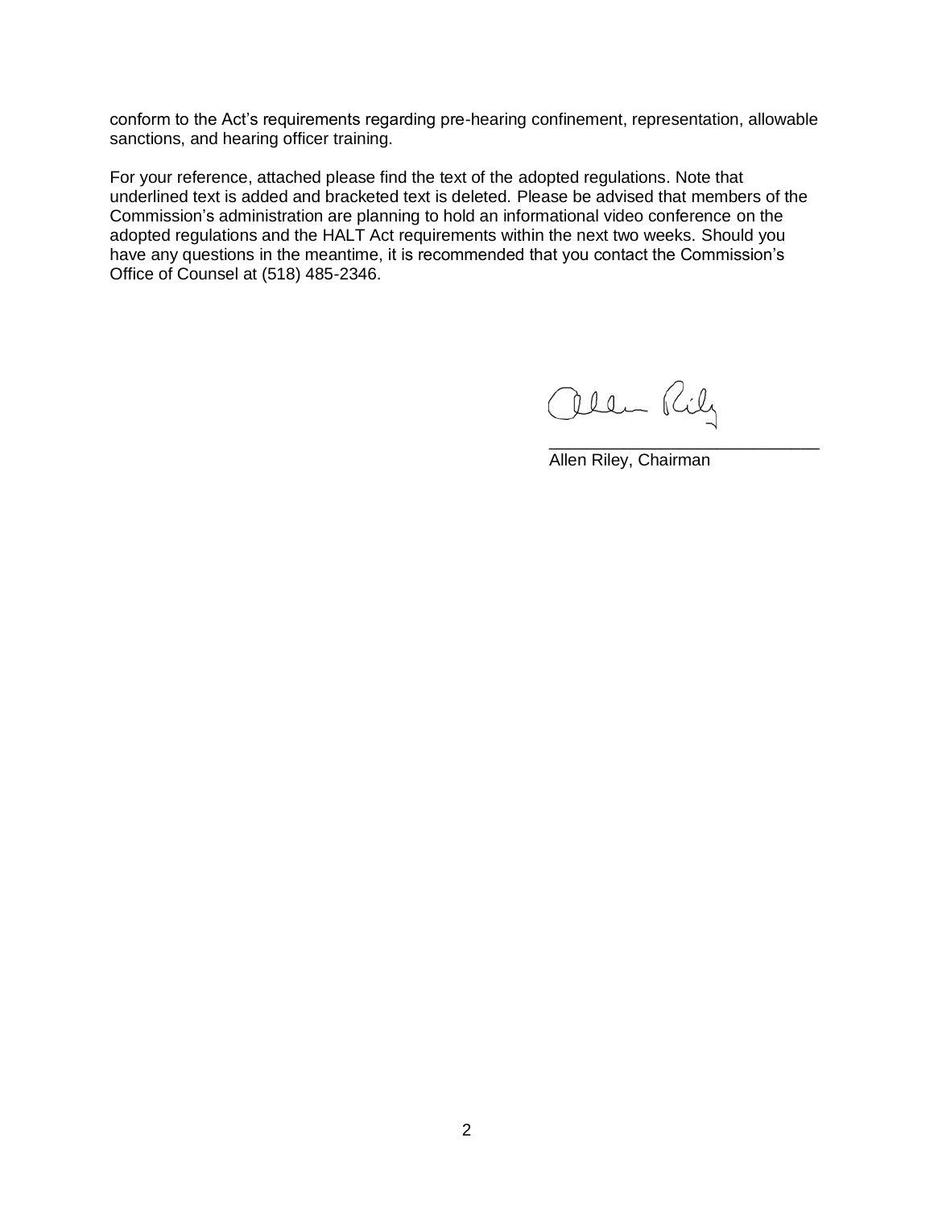conform to the Act's requirements regarding pre-hearing confinement, representation, allowable sanctions, and hearing officer training.

For your reference, attached please find the text of the adopted regulations. Note that underlined text is added and bracketed text is deleted. Please be advised that members of the Commission's administration are planning to hold an informational video conference on the adopted regulations and the HALT Act requirements within the next two weeks. Should you have any questions in the meantime, it is recommended that you contact the Commission's Office of Counsel at (518) 485-2346.

Allen Riley, Chairman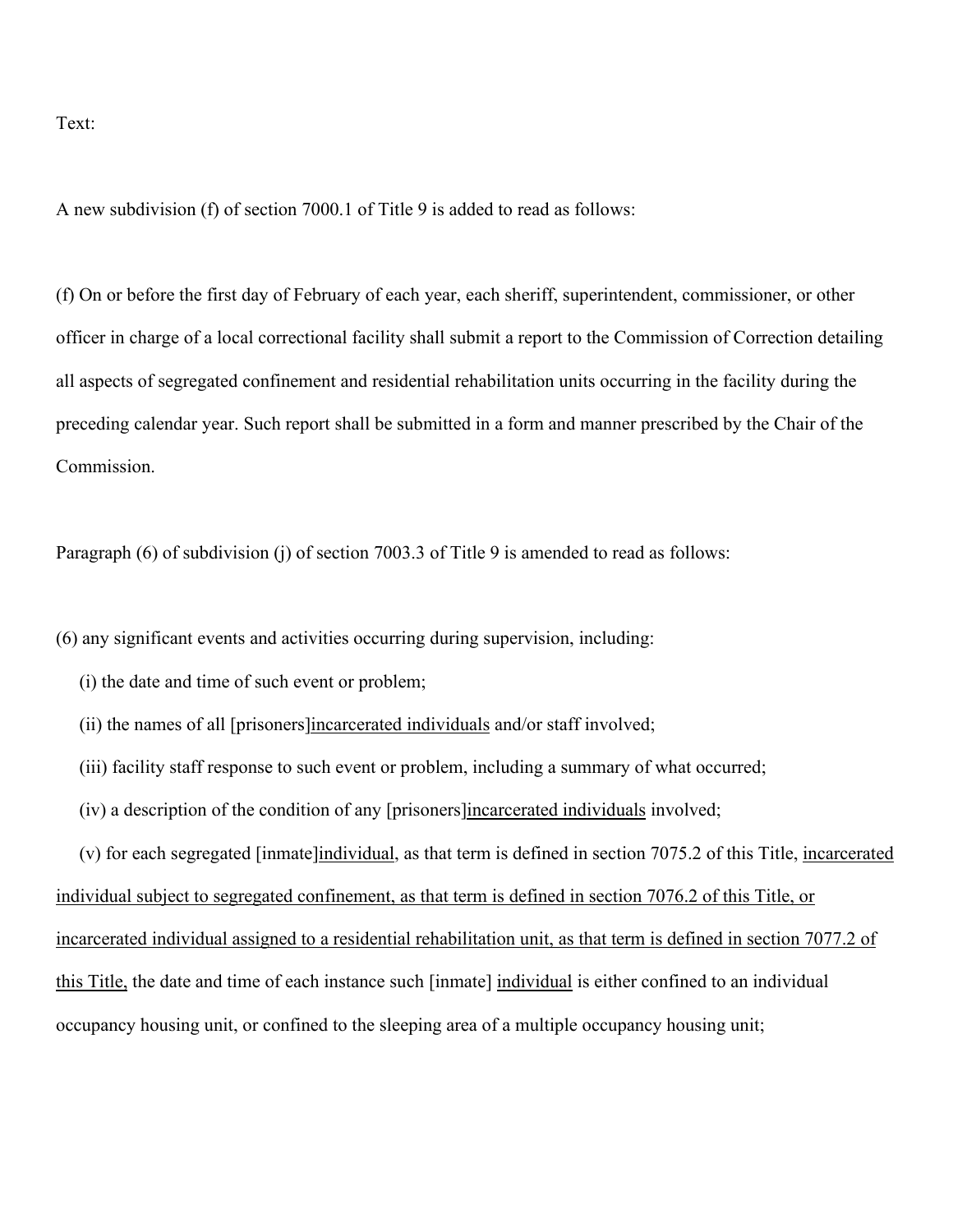Text:

A new subdivision (f) of section 7000.1 of Title 9 is added to read as follows:

(f) On or before the first day of February of each year, each sheriff, superintendent, commissioner, or other officer in charge of a local correctional facility shall submit a report to the Commission of Correction detailing all aspects of segregated confinement and residential rehabilitation units occurring in the facility during the preceding calendar year. Such report shall be submitted in a form and manner prescribed by the Chair of the Commission.

Paragraph (6) of subdivision (j) of section 7003.3 of Title 9 is amended to read as follows:

(6) any significant events and activities occurring during supervision, including:

(i) the date and time of such event or problem;

(ii) the names of all [prisoners]<u>incarcerated individuals</u> and/or staff involved;

(iii) facility staff response to such event or problem, including a summary of what occurred;

(iv) a description of the condition of any [prisoners]<u>incarcerated individuals</u> involved;

(v) for each segregated [inmate]<u>individual</u>, as that term is defined in section 7075.2 of this Title, <u>incarcerated individual subject to segregated confinement, as that term is defined in section 7076.2 of this Title, or incarcerated individual assigned to a residential rehabilitation unit, as that term is defined in section 7077.2 of this Title,</u> the date and time of each instance such [inmate] <u>individual</u> is either confined to an individual occupancy housing unit, or confined to the sleeping area of a multiple occupancy housing unit;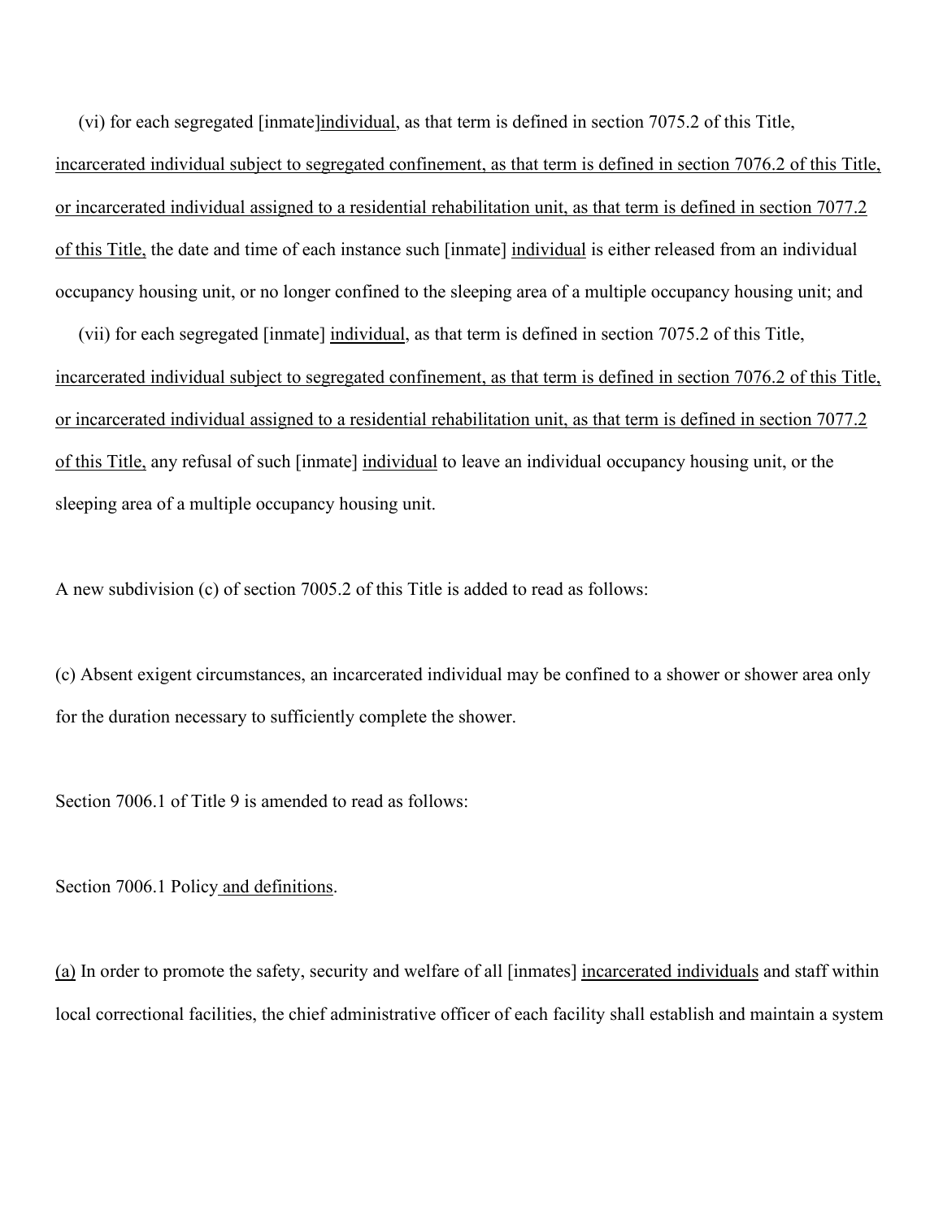(vi) for each segregated [inmate]<u>individual</u>, as that term is defined in section 7075.2 of this Title, <u>incarcerated individual subject to segregated confinement, as that term is defined in section 7076.2 of this Title, or incarcerated individual assigned to a residential rehabilitation unit, as that term is defined in section 7077.2 of this Title,</u> the date and time of each instance such [inmate] <u>individual</u> is either released from an individual occupancy housing unit, or no longer confined to the sleeping area of a multiple occupancy housing unit; and

(vii) for each segregated [inmate] <u>individual</u>, as that term is defined in section 7075.2 of this Title, <u>incarcerated individual subject to segregated confinement, as that term is defined in section 7076.2 of this Title, or incarcerated individual assigned to a residential rehabilitation unit, as that term is defined in section 7077.2 of this Title,</u> any refusal of such [inmate] <u>individual</u> to leave an individual occupancy housing unit, or the sleeping area of a multiple occupancy housing unit.

A new subdivision (c) of section 7005.2 of this Title is added to read as follows:

(c) Absent exigent circumstances, an incarcerated individual may be confined to a shower or shower area only for the duration necessary to sufficiently complete the shower.

Section 7006.1 of Title 9 is amended to read as follows:

Section 7006.1 Policy<u> and definitions</u>.

<u>(a)</u> In order to promote the safety, security and welfare of all [inmates] <u>incarcerated individuals</u> and staff within local correctional facilities, the chief administrative officer of each facility shall establish and maintain a system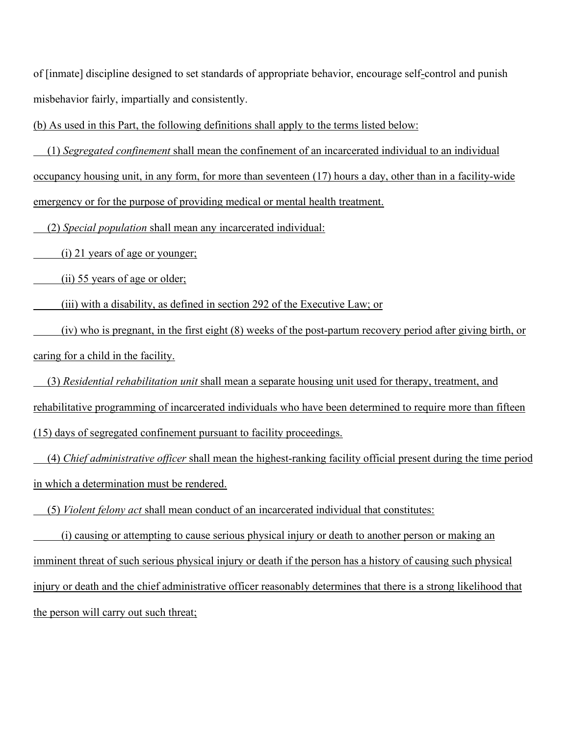of [inmate] discipline designed to set standards of appropriate behavior, encourage self-control and punish misbehavior fairly, impartially and consistently.

(b) As used in this Part, the following definitions shall apply to the terms listed below:

(1) *Segregated confinement* shall mean the confinement of an incarcerated individual to an individual occupancy housing unit, in any form, for more than seventeen (17) hours a day, other than in a facility-wide emergency or for the purpose of providing medical or mental health treatment.

(2) *Special population* shall mean any incarcerated individual:

(i) 21 years of age or younger;

(ii) 55 years of age or older;

(iii) with a disability, as defined in section 292 of the Executive Law; or

(iv) who is pregnant, in the first eight (8) weeks of the post-partum recovery period after giving birth, or caring for a child in the facility.

(3) *Residential rehabilitation unit* shall mean a separate housing unit used for therapy, treatment, and rehabilitative programming of incarcerated individuals who have been determined to require more than fifteen (15) days of segregated confinement pursuant to facility proceedings.

(4) *Chief administrative officer* shall mean the highest-ranking facility official present during the time period in which a determination must be rendered.

(5) *Violent felony act* shall mean conduct of an incarcerated individual that constitutes:

(i) causing or attempting to cause serious physical injury or death to another person or making an imminent threat of such serious physical injury or death if the person has a history of causing such physical injury or death and the chief administrative officer reasonably determines that there is a strong likelihood that the person will carry out such threat;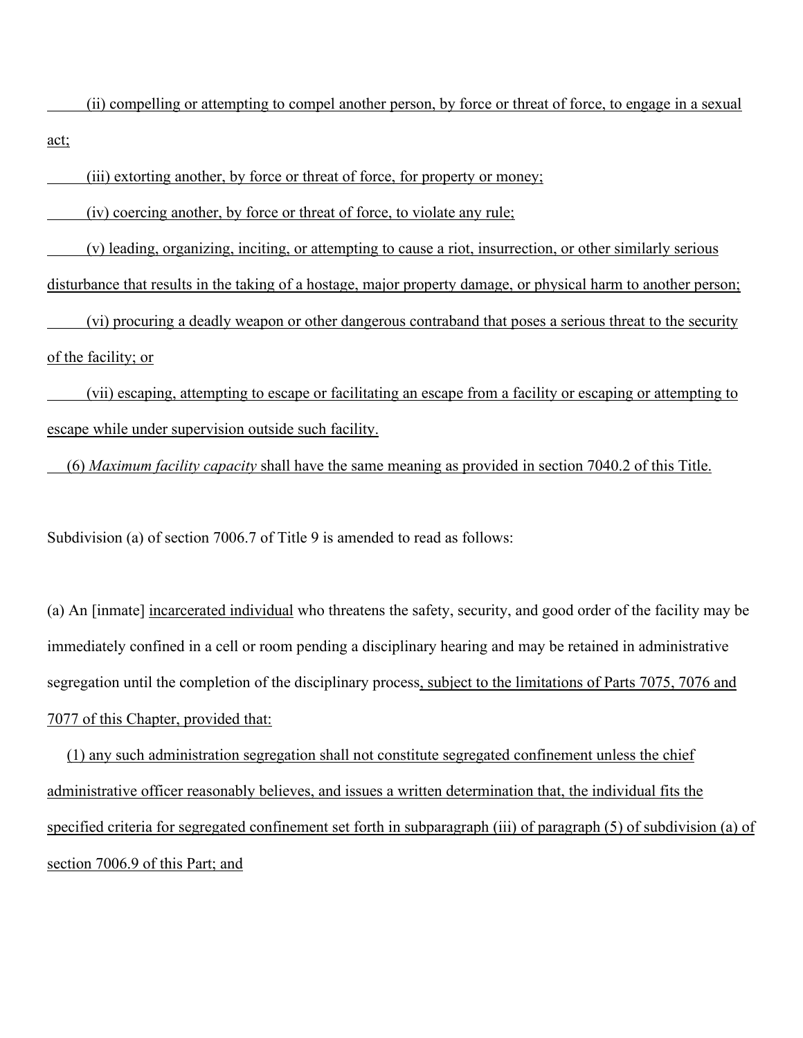(ii) compelling or attempting to compel another person, by force or threat of force, to engage in a sexual act;

(iii) extorting another, by force or threat of force, for property or money;

(iv) coercing another, by force or threat of force, to violate any rule;

(v) leading, organizing, inciting, or attempting to cause a riot, insurrection, or other similarly serious disturbance that results in the taking of a hostage, major property damage, or physical harm to another person;

(vi) procuring a deadly weapon or other dangerous contraband that poses a serious threat to the security of the facility; or

(vii) escaping, attempting to escape or facilitating an escape from a facility or escaping or attempting to escape while under supervision outside such facility.

(6) *Maximum facility capacity* shall have the same meaning as provided in section 7040.2 of this Title.

Subdivision (a) of section 7006.7 of Title 9 is amended to read as follows:

(a) An [inmate] incarcerated individual who threatens the safety, security, and good order of the facility may be immediately confined in a cell or room pending a disciplinary hearing and may be retained in administrative segregation until the completion of the disciplinary process, subject to the limitations of Parts 7075, 7076 and 7077 of this Chapter, provided that:

(1) any such administration segregation shall not constitute segregated confinement unless the chief administrative officer reasonably believes, and issues a written determination that, the individual fits the specified criteria for segregated confinement set forth in subparagraph (iii) of paragraph (5) of subdivision (a) of section 7006.9 of this Part; and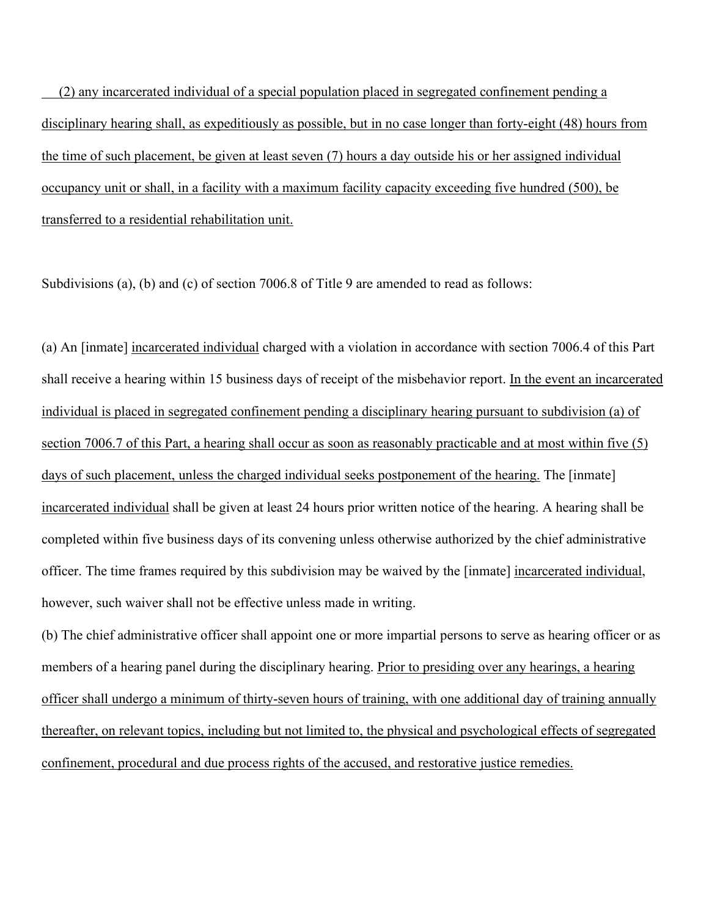(2) any incarcerated individual of a special population placed in segregated confinement pending a disciplinary hearing shall, as expeditiously as possible, but in no case longer than forty-eight (48) hours from the time of such placement, be given at least seven (7) hours a day outside his or her assigned individual occupancy unit or shall, in a facility with a maximum facility capacity exceeding five hundred (500), be transferred to a residential rehabilitation unit.

Subdivisions (a), (b) and (c) of section 7006.8 of Title 9 are amended to read as follows:

(a) An [inmate] incarcerated individual charged with a violation in accordance with section 7006.4 of this Part shall receive a hearing within 15 business days of receipt of the misbehavior report. In the event an incarcerated individual is placed in segregated confinement pending a disciplinary hearing pursuant to subdivision (a) of section 7006.7 of this Part, a hearing shall occur as soon as reasonably practicable and at most within five (5) days of such placement, unless the charged individual seeks postponement of the hearing. The [inmate] incarcerated individual shall be given at least 24 hours prior written notice of the hearing. A hearing shall be completed within five business days of its convening unless otherwise authorized by the chief administrative officer. The time frames required by this subdivision may be waived by the [inmate] incarcerated individual, however, such waiver shall not be effective unless made in writing.

(b) The chief administrative officer shall appoint one or more impartial persons to serve as hearing officer or as members of a hearing panel during the disciplinary hearing. Prior to presiding over any hearings, a hearing officer shall undergo a minimum of thirty-seven hours of training, with one additional day of training annually thereafter, on relevant topics, including but not limited to, the physical and psychological effects of segregated confinement, procedural and due process rights of the accused, and restorative justice remedies.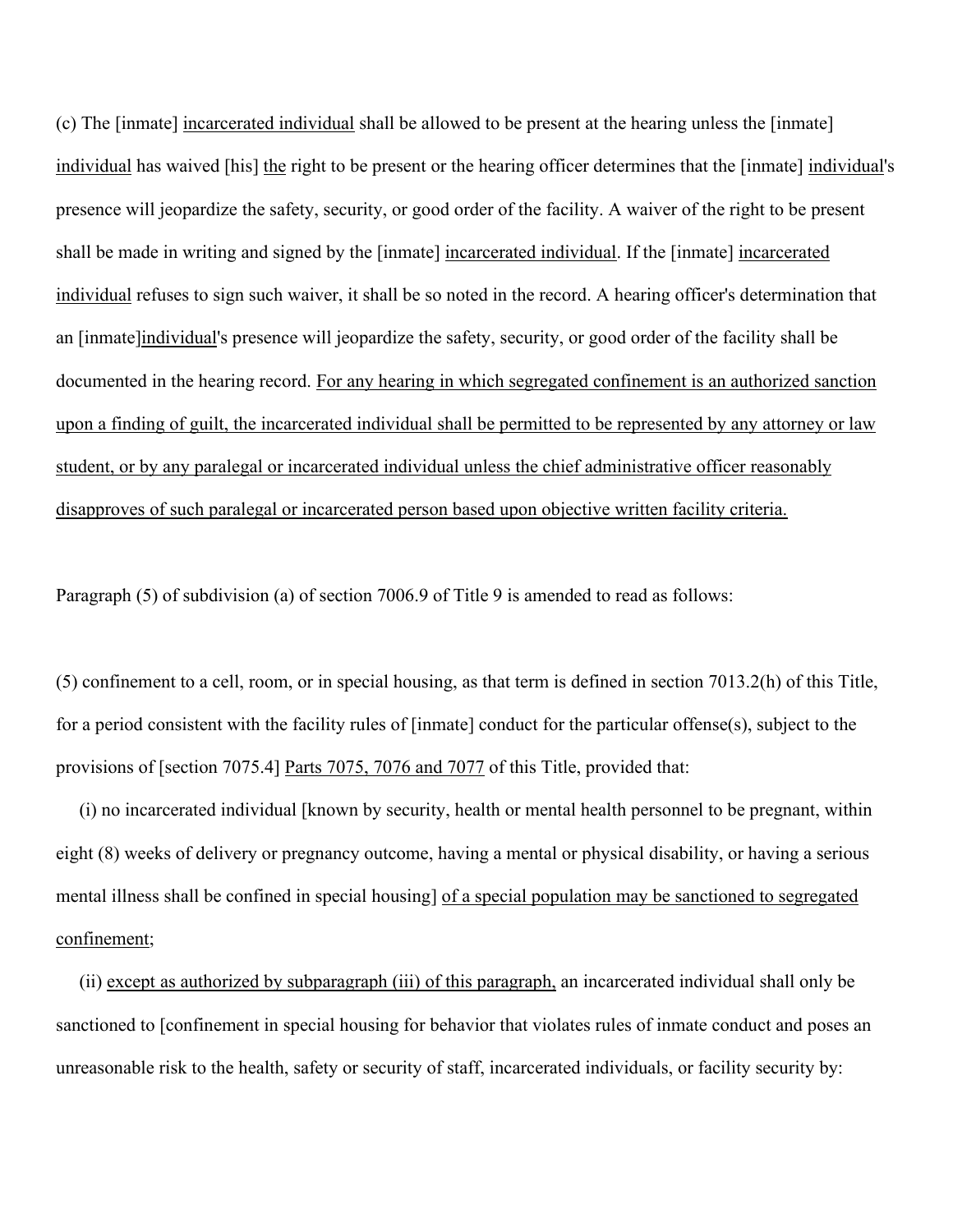(c) The [inmate] <u>incarcerated individual</u> shall be allowed to be present at the hearing unless the [inmate] <u>individual</u> has waived [his] <u>the</u> right to be present or the hearing officer determines that the [inmate] <u>individual</u>'s presence will jeopardize the safety, security, or good order of the facility. A waiver of the right to be present shall be made in writing and signed by the [inmate] <u>incarcerated individual</u>. If the [inmate] <u>incarcerated individual</u> refuses to sign such waiver, it shall be so noted in the record. A hearing officer's determination that an [inmate]<u>individual</u>'s presence will jeopardize the safety, security, or good order of the facility shall be documented in the hearing record. <u>For any hearing in which segregated confinement is an authorized sanction upon a finding of guilt, the incarcerated individual shall be permitted to be represented by any attorney or law student, or by any paralegal or incarcerated individual unless the chief administrative officer reasonably disapproves of such paralegal or incarcerated person based upon objective written facility criteria.</u>

Paragraph (5) of subdivision (a) of section 7006.9 of Title 9 is amended to read as follows:

(5) confinement to a cell, room, or in special housing, as that term is defined in section 7013.2(h) of this Title, for a period consistent with the facility rules of [inmate] conduct for the particular offense(s), subject to the provisions of [section 7075.4] <u>Parts 7075, 7076 and 7077</u> of this Title, provided that:

(i) no incarcerated individual [known by security, health or mental health personnel to be pregnant, within eight (8) weeks of delivery or pregnancy outcome, having a mental or physical disability, or having a serious mental illness shall be confined in special housing] <u>of a special population may be sanctioned to segregated confinement</u>;

(ii) <u>except as authorized by subparagraph (iii) of this paragraph,</u> an incarcerated individual shall only be sanctioned to [confinement in special housing for behavior that violates rules of inmate conduct and poses an unreasonable risk to the health, safety or security of staff, incarcerated individuals, or facility security by: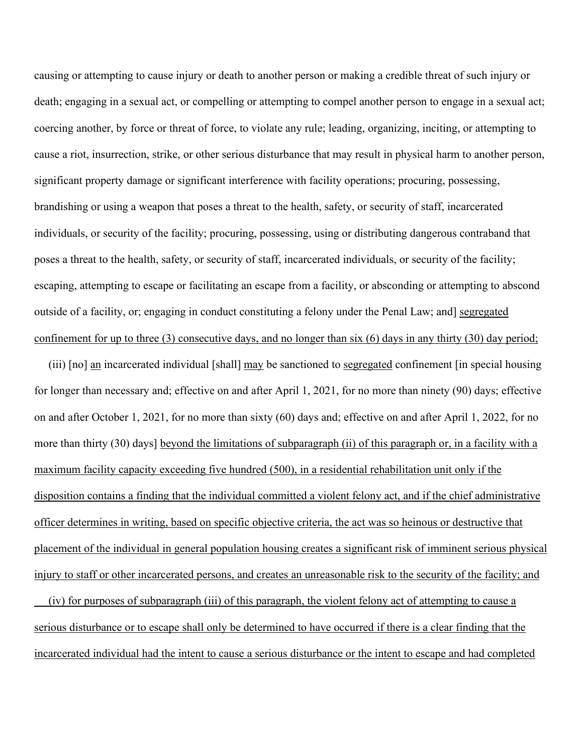causing or attempting to cause injury or death to another person or making a credible threat of such injury or death; engaging in a sexual act, or compelling or attempting to compel another person to engage in a sexual act; coercing another, by force or threat of force, to violate any rule; leading, organizing, inciting, or attempting to cause a riot, insurrection, strike, or other serious disturbance that may result in physical harm to another person, significant property damage or significant interference with facility operations; procuring, possessing, brandishing or using a weapon that poses a threat to the health, safety, or security of staff, incarcerated individuals, or security of the facility; procuring, possessing, using or distributing dangerous contraband that poses a threat to the health, safety, or security of staff, incarcerated individuals, or security of the facility; escaping, attempting to escape or facilitating an escape from a facility, or absconding or attempting to abscond outside of a facility, or; engaging in conduct constituting a felony under the Penal Law; and] segregated confinement for up to three (3) consecutive days, and no longer than six (6) days in any thirty (30) day period;

(iii) [no] an incarcerated individual [shall] may be sanctioned to segregated confinement [in special housing for longer than necessary and; effective on and after April 1, 2021, for no more than ninety (90) days; effective on and after October 1, 2021, for no more than sixty (60) days and; effective on and after April 1, 2022, for no more than thirty (30) days] beyond the limitations of subparagraph (ii) of this paragraph or, in a facility with a maximum facility capacity exceeding five hundred (500), in a residential rehabilitation unit only if the disposition contains a finding that the individual committed a violent felony act, and if the chief administrative officer determines in writing, based on specific objective criteria, the act was so heinous or destructive that placement of the individual in general population housing creates a significant risk of imminent serious physical injury to staff or other incarcerated persons, and creates an unreasonable risk to the security of the facility; and

(iv) for purposes of subparagraph (iii) of this paragraph, the violent felony act of attempting to cause a serious disturbance or to escape shall only be determined to have occurred if there is a clear finding that the incarcerated individual had the intent to cause a serious disturbance or the intent to escape and had completed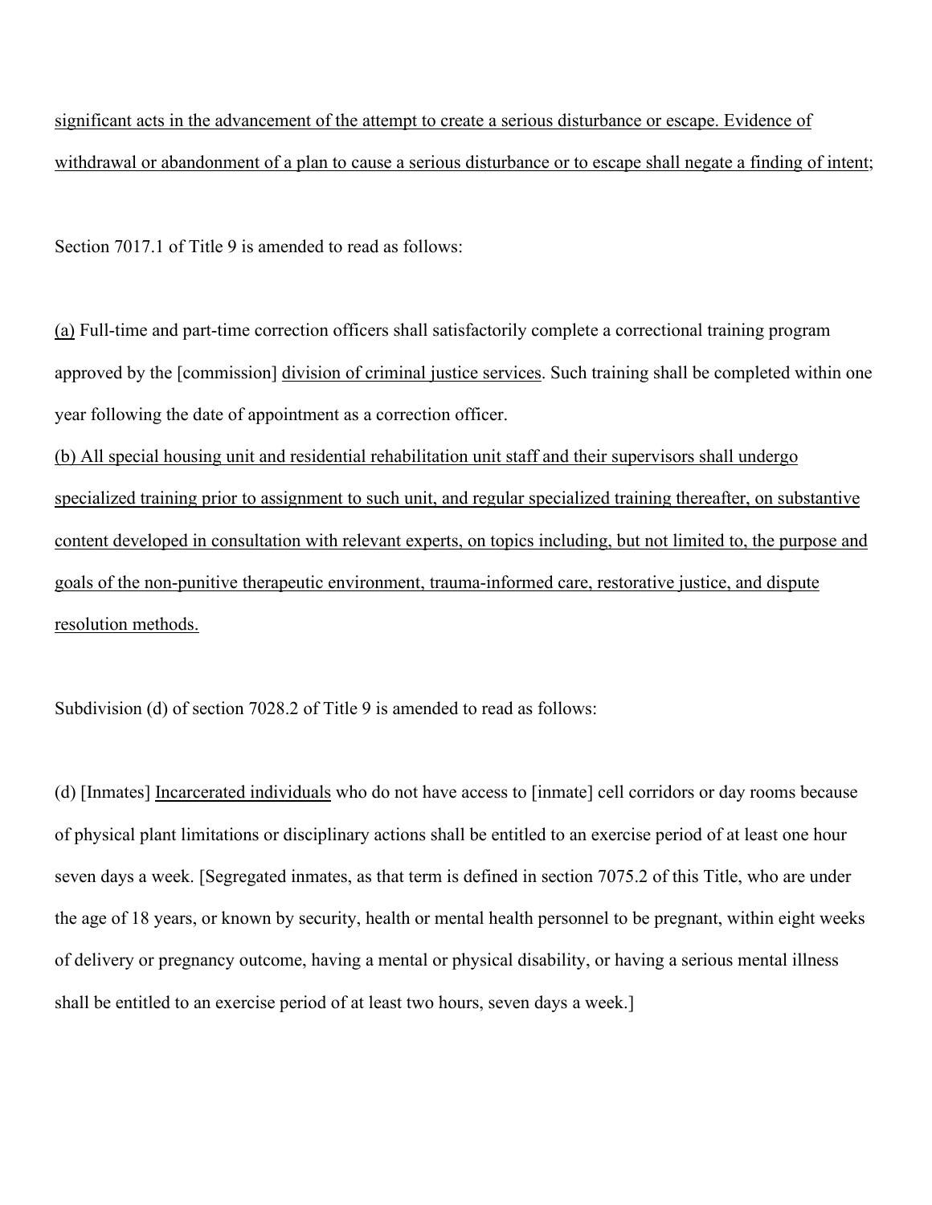<u>significant acts in the advancement of the attempt to create a serious disturbance or escape. Evidence of withdrawal or abandonment of a plan to cause a serious disturbance or to escape shall negate a finding of intent</u>;

Section 7017.1 of Title 9 is amended to read as follows:

<u>(a)</u> Full-time and part-time correction officers shall satisfactorily complete a correctional training program approved by the [commission] <u>division of criminal justice services</u>. Such training shall be completed within one year following the date of appointment as a correction officer.
<u>(b) All special housing unit and residential rehabilitation unit staff and their supervisors shall undergo specialized training prior to assignment to such unit, and regular specialized training thereafter, on substantive content developed in consultation with relevant experts, on topics including, but not limited to, the purpose and goals of the non-punitive therapeutic environment, trauma-informed care, restorative justice, and dispute resolution methods.</u>

Subdivision (d) of section 7028.2 of Title 9 is amended to read as follows:

(d) [Inmates] <u>Incarcerated individuals</u> who do not have access to [inmate] cell corridors or day rooms because of physical plant limitations or disciplinary actions shall be entitled to an exercise period of at least one hour seven days a week. [Segregated inmates, as that term is defined in section 7075.2 of this Title, who are under the age of 18 years, or known by security, health or mental health personnel to be pregnant, within eight weeks of delivery or pregnancy outcome, having a mental or physical disability, or having a serious mental illness shall be entitled to an exercise period of at least two hours, seven days a week.]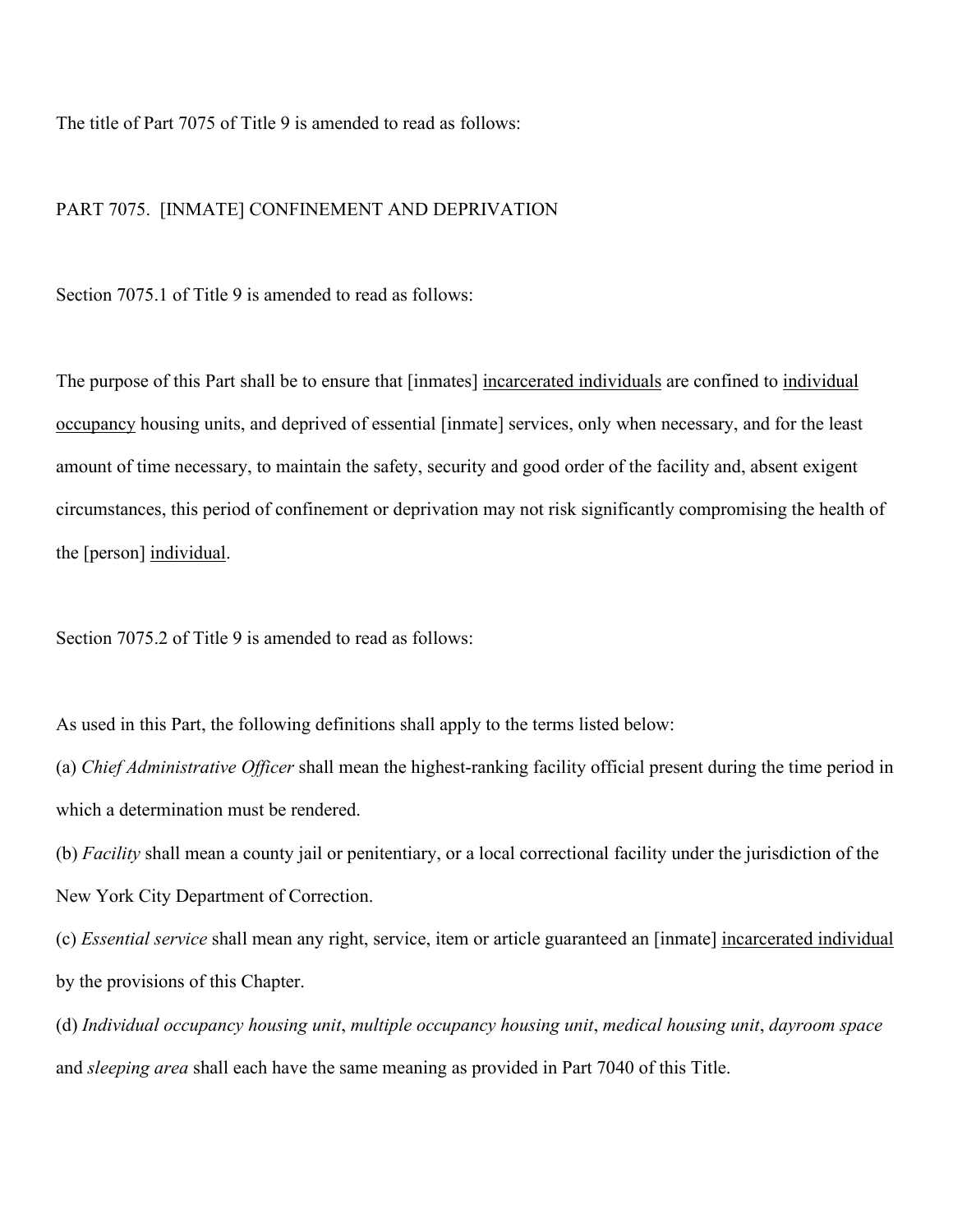The title of Part 7075 of Title 9 is amended to read as follows:

PART 7075. [INMATE] CONFINEMENT AND DEPRIVATION

Section 7075.1 of Title 9 is amended to read as follows:

The purpose of this Part shall be to ensure that [inmates] <u>incarcerated individuals</u> are confined to <u>individual occupancy</u> housing units, and deprived of essential [inmate] services, only when necessary, and for the least amount of time necessary, to maintain the safety, security and good order of the facility and, absent exigent circumstances, this period of confinement or deprivation may not risk significantly compromising the health of the [person] <u>individual</u>.

Section 7075.2 of Title 9 is amended to read as follows:

As used in this Part, the following definitions shall apply to the terms listed below:

(a) *Chief Administrative Officer* shall mean the highest-ranking facility official present during the time period in which a determination must be rendered.

(b) *Facility* shall mean a county jail or penitentiary, or a local correctional facility under the jurisdiction of the New York City Department of Correction.

(c) *Essential service* shall mean any right, service, item or article guaranteed an [inmate] <u>incarcerated individual</u> by the provisions of this Chapter.

(d) *Individual occupancy housing unit*, *multiple occupancy housing unit*, *medical housing unit*, *dayroom space* and *sleeping area* shall each have the same meaning as provided in Part 7040 of this Title.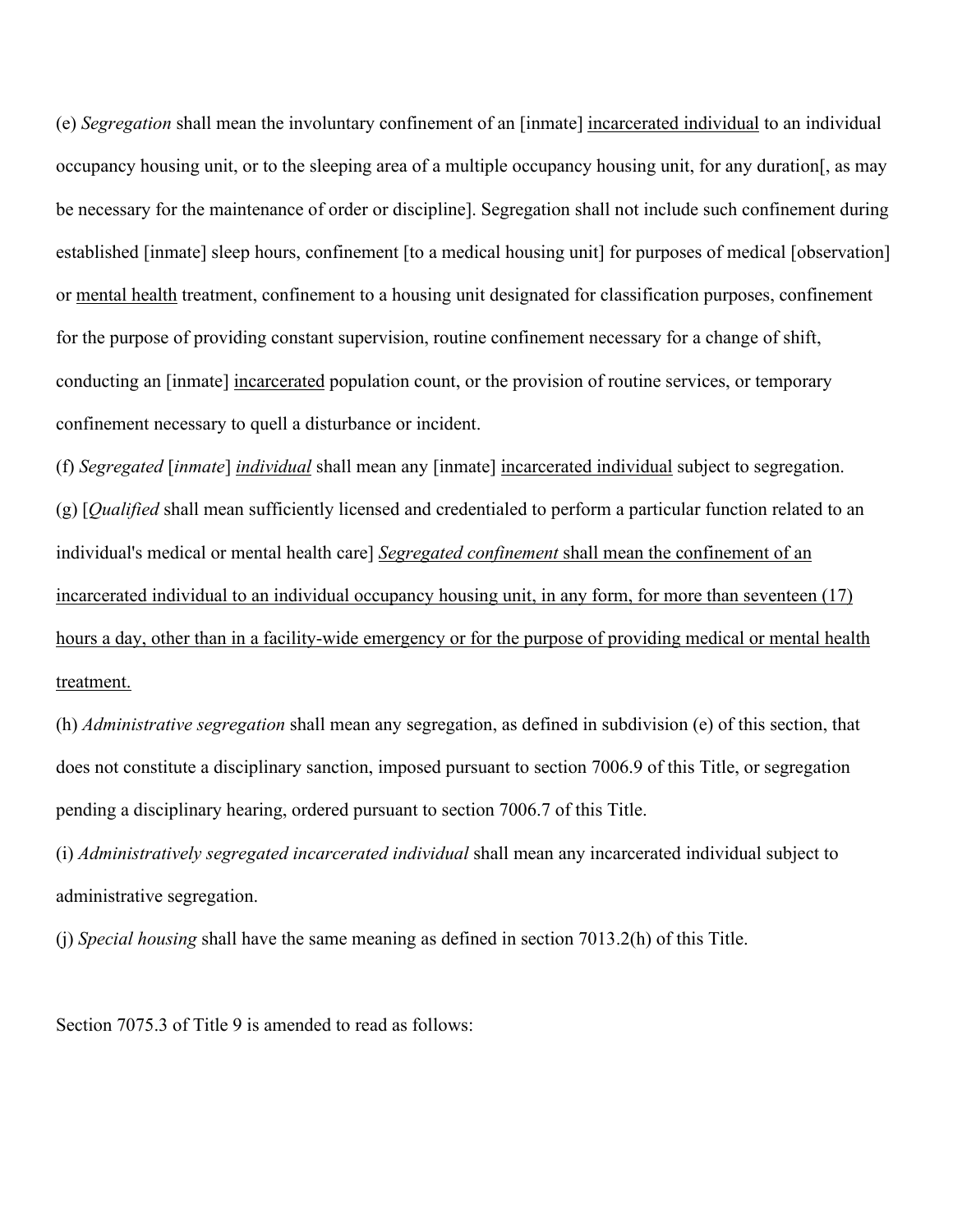(e) *Segregation* shall mean the involuntary confinement of an [inmate] <u>incarcerated individual</u> to an individual occupancy housing unit, or to the sleeping area of a multiple occupancy housing unit, for any duration[, as may be necessary for the maintenance of order or discipline]. Segregation shall not include such confinement during established [inmate] sleep hours, confinement [to a medical housing unit] for purposes of medical [observation] or <u>mental health</u> treatment, confinement to a housing unit designated for classification purposes, confinement for the purpose of providing constant supervision, routine confinement necessary for a change of shift, conducting an [inmate] <u>incarcerated</u> population count, or the provision of routine services, or temporary confinement necessary to quell a disturbance or incident.

(f) *Segregated* [*inmate*] <u>*individual*</u> shall mean any [inmate] <u>incarcerated individual</u> subject to segregation.

(g) [*Qualified* shall mean sufficiently licensed and credentialed to perform a particular function related to an individual's medical or mental health care] <u>*Segregated confinement* shall mean the confinement of an incarcerated individual to an individual occupancy housing unit, in any form, for more than seventeen (17) hours a day, other than in a facility-wide emergency or for the purpose of providing medical or mental health treatment.</u>

(h) *Administrative segregation* shall mean any segregation, as defined in subdivision (e) of this section, that does not constitute a disciplinary sanction, imposed pursuant to section 7006.9 of this Title, or segregation pending a disciplinary hearing, ordered pursuant to section 7006.7 of this Title.

(i) *Administratively segregated incarcerated individual* shall mean any incarcerated individual subject to administrative segregation.

(j) *Special housing* shall have the same meaning as defined in section 7013.2(h) of this Title.

Section 7075.3 of Title 9 is amended to read as follows: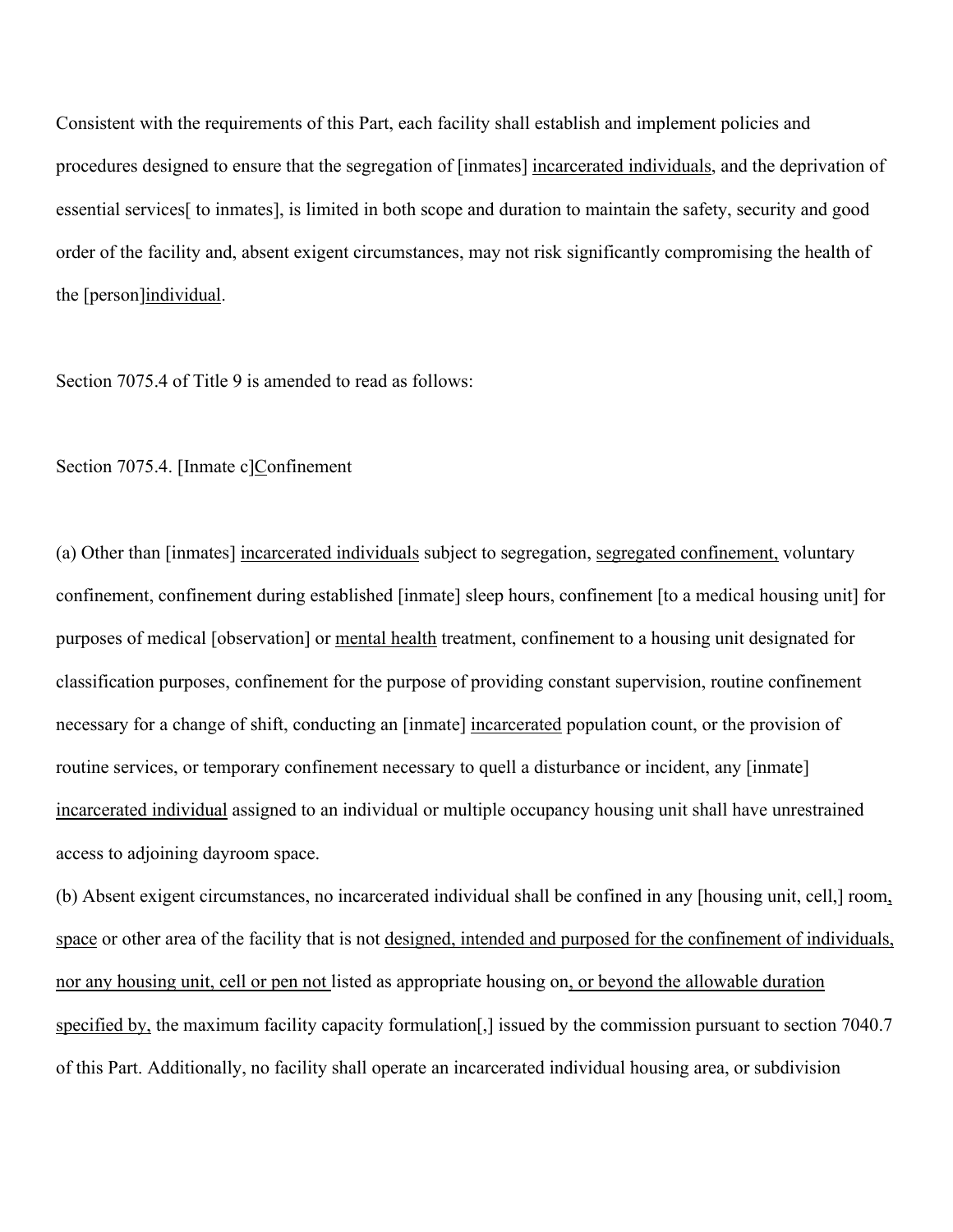Consistent with the requirements of this Part, each facility shall establish and implement policies and procedures designed to ensure that the segregation of [inmates] <u>incarcerated individuals</u>, and the deprivation of essential services[ to inmates], is limited in both scope and duration to maintain the safety, security and good order of the facility and, absent exigent circumstances, may not risk significantly compromising the health of the [person]<u>individual</u>.

Section 7075.4 of Title 9 is amended to read as follows:

Section 7075.4. [Inmate c]<u>C</u>onfinement

(a) Other than [inmates] <u>incarcerated individuals</u> subject to segregation, <u>segregated confinement,</u> voluntary confinement, confinement during established [inmate] sleep hours, confinement [to a medical housing unit] for purposes of medical [observation] or <u>mental health</u> treatment, confinement to a housing unit designated for classification purposes, confinement for the purpose of providing constant supervision, routine confinement necessary for a change of shift, conducting an [inmate] <u>incarcerated</u> population count, or the provision of routine services, or temporary confinement necessary to quell a disturbance or incident, any [inmate] <u>incarcerated individual</u> assigned to an individual or multiple occupancy housing unit shall have unrestrained access to adjoining dayroom space.

(b) Absent exigent circumstances, no incarcerated individual shall be confined in any [housing unit, cell,] room<u>,</u> <u>space</u> or other area of the facility that is not <u>designed, intended and purposed for the confinement of individuals, nor any housing unit, cell or pen not</u> listed as appropriate housing on<u>, or beyond the allowable duration specified by,</u> the maximum facility capacity formulation[,] issued by the commission pursuant to section 7040.7 of this Part. Additionally, no facility shall operate an incarcerated individual housing area, or subdivision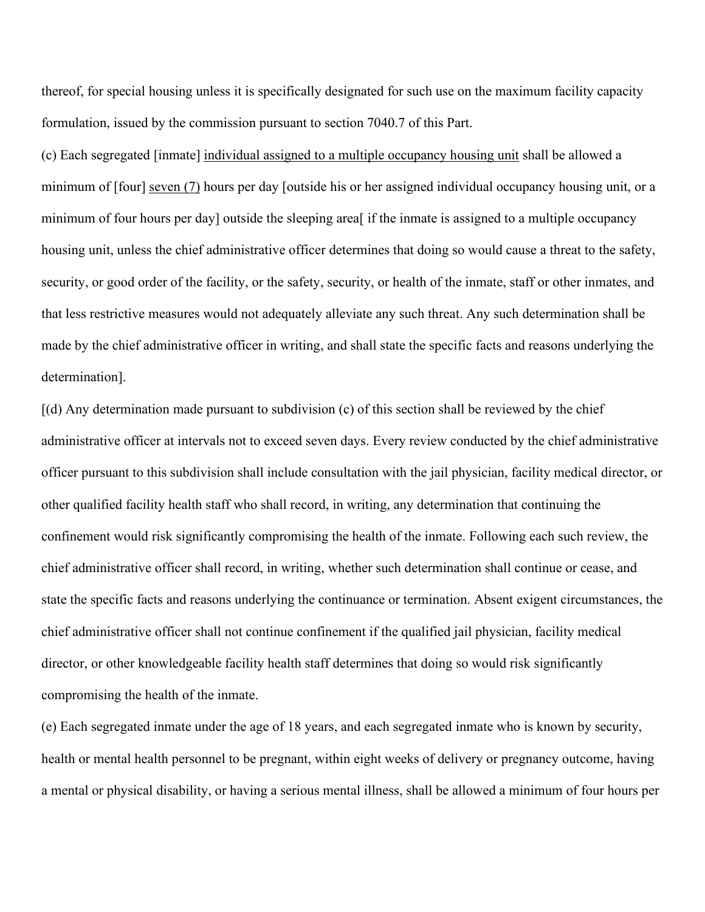thereof, for special housing unless it is specifically designated for such use on the maximum facility capacity formulation, issued by the commission pursuant to section 7040.7 of this Part.

(c) Each segregated [inmate] <u>individual assigned to a multiple occupancy housing unit</u> shall be allowed a minimum of [four] <u>seven (7)</u> hours per day [outside his or her assigned individual occupancy housing unit, or a minimum of four hours per day] outside the sleeping area[ if the inmate is assigned to a multiple occupancy housing unit, unless the chief administrative officer determines that doing so would cause a threat to the safety, security, or good order of the facility, or the safety, security, or health of the inmate, staff or other inmates, and that less restrictive measures would not adequately alleviate any such threat. Any such determination shall be made by the chief administrative officer in writing, and shall state the specific facts and reasons underlying the determination].

[(d) Any determination made pursuant to subdivision (c) of this section shall be reviewed by the chief administrative officer at intervals not to exceed seven days. Every review conducted by the chief administrative officer pursuant to this subdivision shall include consultation with the jail physician, facility medical director, or other qualified facility health staff who shall record, in writing, any determination that continuing the confinement would risk significantly compromising the health of the inmate. Following each such review, the chief administrative officer shall record, in writing, whether such determination shall continue or cease, and state the specific facts and reasons underlying the continuance or termination. Absent exigent circumstances, the chief administrative officer shall not continue confinement if the qualified jail physician, facility medical director, or other knowledgeable facility health staff determines that doing so would risk significantly compromising the health of the inmate.

(e) Each segregated inmate under the age of 18 years, and each segregated inmate who is known by security, health or mental health personnel to be pregnant, within eight weeks of delivery or pregnancy outcome, having a mental or physical disability, or having a serious mental illness, shall be allowed a minimum of four hours per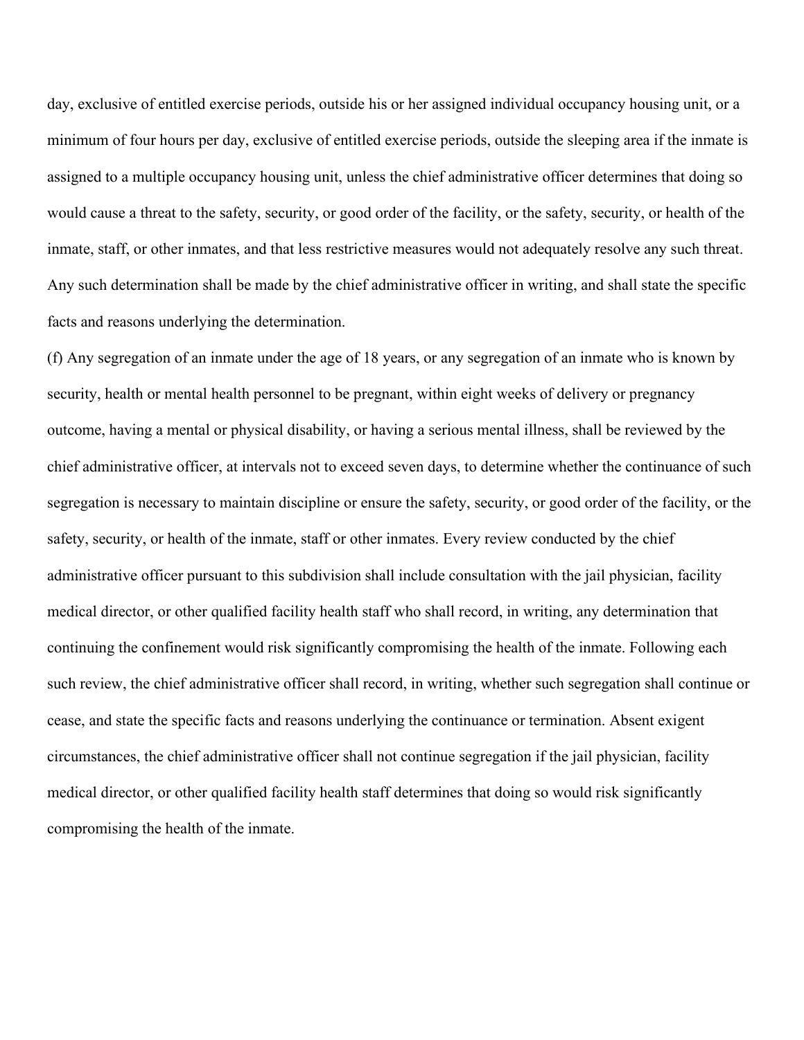day, exclusive of entitled exercise periods, outside his or her assigned individual occupancy housing unit, or a minimum of four hours per day, exclusive of entitled exercise periods, outside the sleeping area if the inmate is assigned to a multiple occupancy housing unit, unless the chief administrative officer determines that doing so would cause a threat to the safety, security, or good order of the facility, or the safety, security, or health of the inmate, staff, or other inmates, and that less restrictive measures would not adequately resolve any such threat. Any such determination shall be made by the chief administrative officer in writing, and shall state the specific facts and reasons underlying the determination.

(f) Any segregation of an inmate under the age of 18 years, or any segregation of an inmate who is known by security, health or mental health personnel to be pregnant, within eight weeks of delivery or pregnancy outcome, having a mental or physical disability, or having a serious mental illness, shall be reviewed by the chief administrative officer, at intervals not to exceed seven days, to determine whether the continuance of such segregation is necessary to maintain discipline or ensure the safety, security, or good order of the facility, or the safety, security, or health of the inmate, staff or other inmates. Every review conducted by the chief administrative officer pursuant to this subdivision shall include consultation with the jail physician, facility medical director, or other qualified facility health staff who shall record, in writing, any determination that continuing the confinement would risk significantly compromising the health of the inmate. Following each such review, the chief administrative officer shall record, in writing, whether such segregation shall continue or cease, and state the specific facts and reasons underlying the continuance or termination. Absent exigent circumstances, the chief administrative officer shall not continue segregation if the jail physician, facility medical director, or other qualified facility health staff determines that doing so would risk significantly compromising the health of the inmate.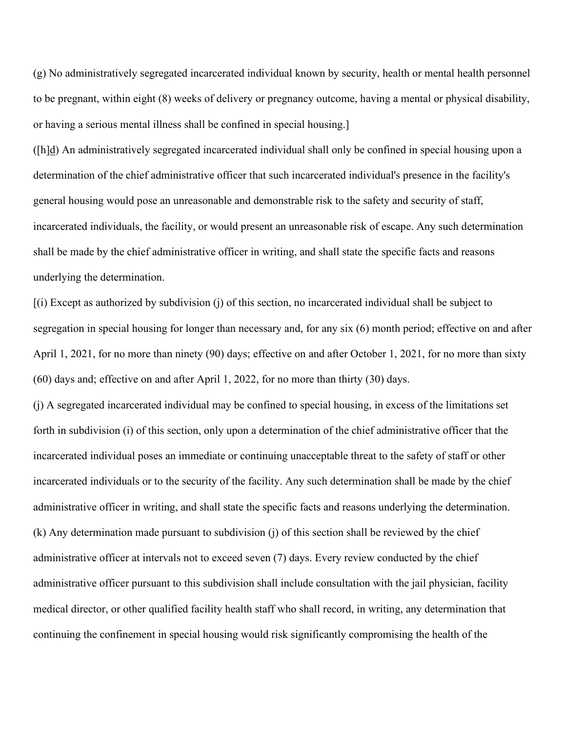(g) No administratively segregated incarcerated individual known by security, health or mental health personnel to be pregnant, within eight (8) weeks of delivery or pregnancy outcome, having a mental or physical disability, or having a serious mental illness shall be confined in special housing.]

([h]d) An administratively segregated incarcerated individual shall only be confined in special housing upon a determination of the chief administrative officer that such incarcerated individual's presence in the facility's general housing would pose an unreasonable and demonstrable risk to the safety and security of staff, incarcerated individuals, the facility, or would present an unreasonable risk of escape. Any such determination shall be made by the chief administrative officer in writing, and shall state the specific facts and reasons underlying the determination.

[(i) Except as authorized by subdivision (j) of this section, no incarcerated individual shall be subject to segregation in special housing for longer than necessary and, for any six (6) month period; effective on and after April 1, 2021, for no more than ninety (90) days; effective on and after October 1, 2021, for no more than sixty (60) days and; effective on and after April 1, 2022, for no more than thirty (30) days.

(j) A segregated incarcerated individual may be confined to special housing, in excess of the limitations set forth in subdivision (i) of this section, only upon a determination of the chief administrative officer that the incarcerated individual poses an immediate or continuing unacceptable threat to the safety of staff or other incarcerated individuals or to the security of the facility. Any such determination shall be made by the chief administrative officer in writing, and shall state the specific facts and reasons underlying the determination.

(k) Any determination made pursuant to subdivision (j) of this section shall be reviewed by the chief administrative officer at intervals not to exceed seven (7) days. Every review conducted by the chief administrative officer pursuant to this subdivision shall include consultation with the jail physician, facility medical director, or other qualified facility health staff who shall record, in writing, any determination that continuing the confinement in special housing would risk significantly compromising the health of the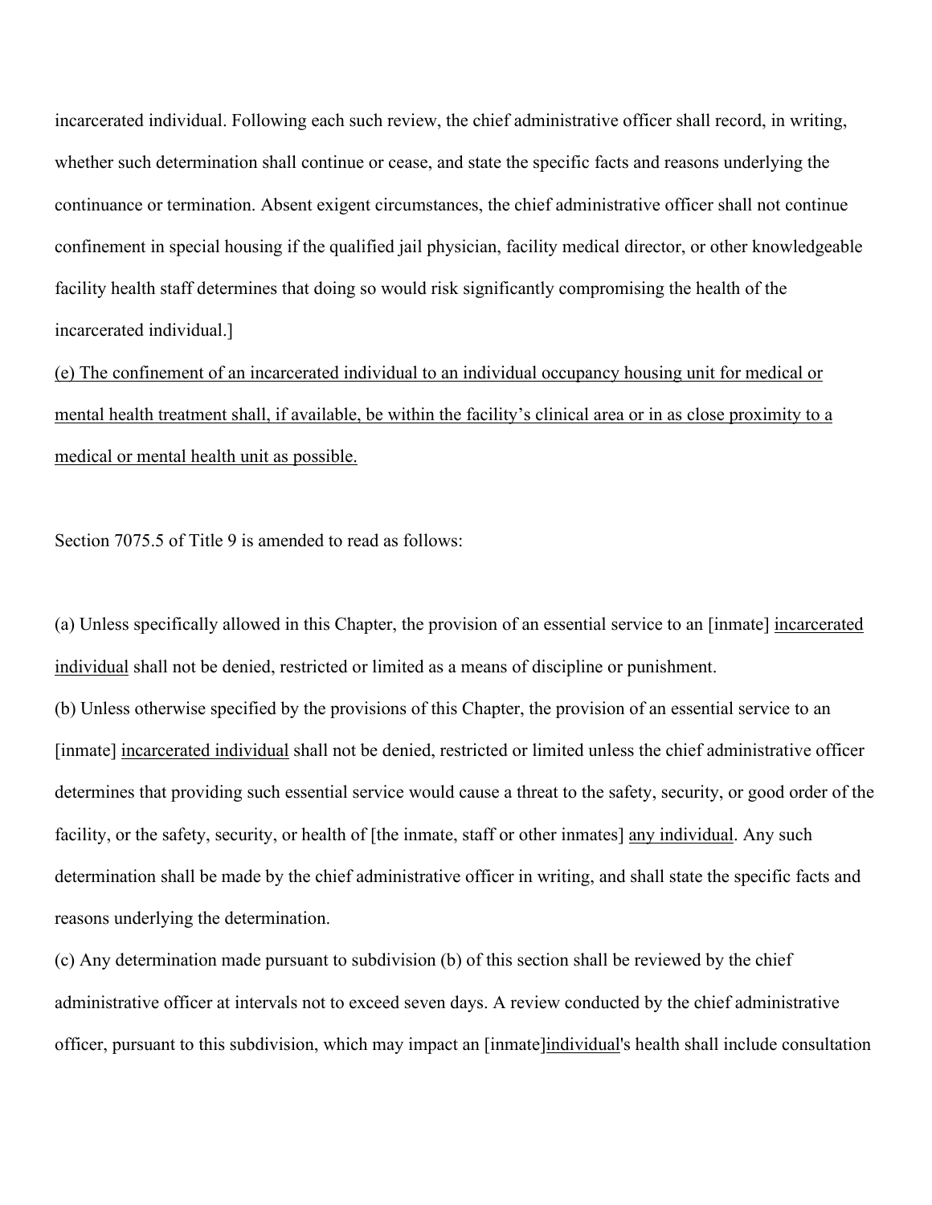incarcerated individual. Following each such review, the chief administrative officer shall record, in writing, whether such determination shall continue or cease, and state the specific facts and reasons underlying the continuance or termination. Absent exigent circumstances, the chief administrative officer shall not continue confinement in special housing if the qualified jail physician, facility medical director, or other knowledgeable facility health staff determines that doing so would risk significantly compromising the health of the incarcerated individual.]

<u>(e) The confinement of an incarcerated individual to an individual occupancy housing unit for medical or mental health treatment shall, if available, be within the facility's clinical area or in as close proximity to a medical or mental health unit as possible.</u>

Section 7075.5 of Title 9 is amended to read as follows:

(a) Unless specifically allowed in this Chapter, the provision of an essential service to an [inmate] <u>incarcerated individual</u> shall not be denied, restricted or limited as a means of discipline or punishment.

(b) Unless otherwise specified by the provisions of this Chapter, the provision of an essential service to an [inmate] <u>incarcerated individual</u> shall not be denied, restricted or limited unless the chief administrative officer determines that providing such essential service would cause a threat to the safety, security, or good order of the facility, or the safety, security, or health of [the inmate, staff or other inmates] <u>any individual</u>. Any such determination shall be made by the chief administrative officer in writing, and shall state the specific facts and reasons underlying the determination.

(c) Any determination made pursuant to subdivision (b) of this section shall be reviewed by the chief administrative officer at intervals not to exceed seven days. A review conducted by the chief administrative officer, pursuant to this subdivision, which may impact an [inmate]<u>individual</u>'s health shall include consultation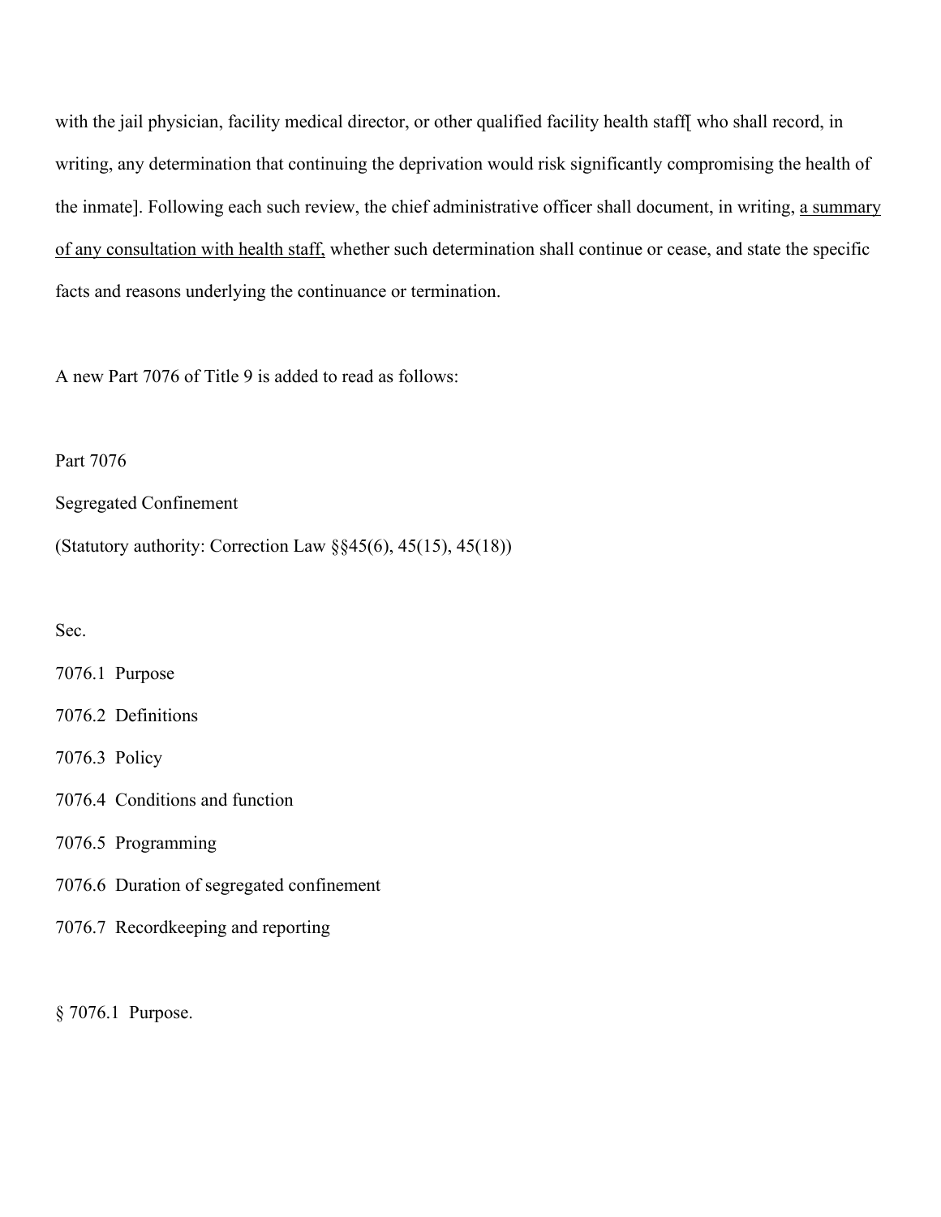with the jail physician, facility medical director, or other qualified facility health staff[ who shall record, in writing, any determination that continuing the deprivation would risk significantly compromising the health of the inmate]. Following each such review, the chief administrative officer shall document, in writing, <u>a summary of any consultation with health staff,</u> whether such determination shall continue or cease, and state the specific facts and reasons underlying the continuance or termination.

A new Part 7076 of Title 9 is added to read as follows:

Part 7076

Segregated Confinement

(Statutory authority: Correction Law §§45(6), 45(15), 45(18))

Sec.

7076.1 Purpose

7076.2 Definitions

7076.3 Policy

7076.4 Conditions and function

7076.5 Programming

7076.6 Duration of segregated confinement

7076.7 Recordkeeping and reporting

§ 7076.1 Purpose.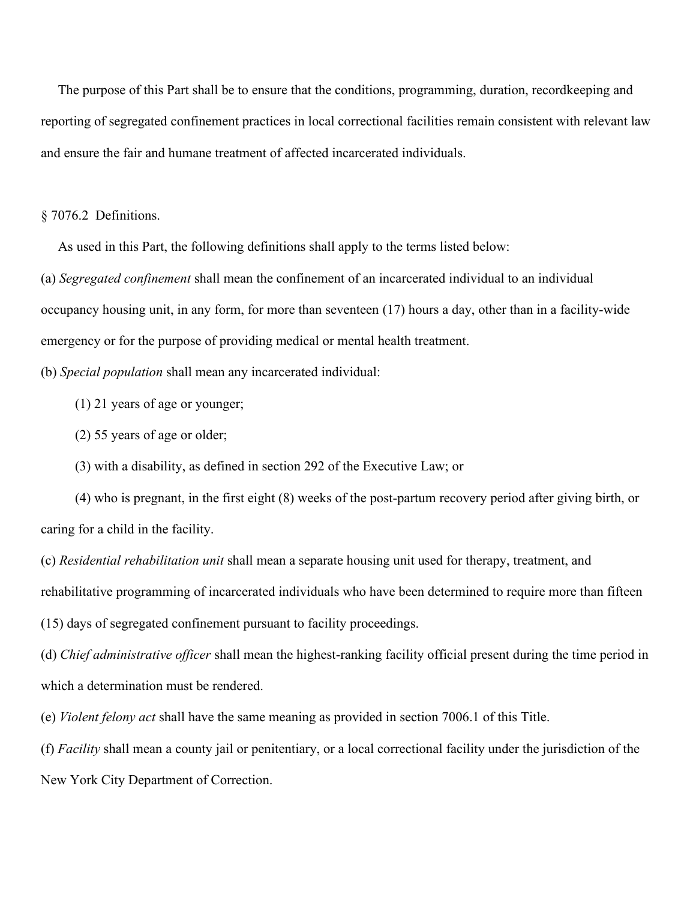The purpose of this Part shall be to ensure that the conditions, programming, duration, recordkeeping and reporting of segregated confinement practices in local correctional facilities remain consistent with relevant law and ensure the fair and humane treatment of affected incarcerated individuals.

§ 7076.2 Definitions.

As used in this Part, the following definitions shall apply to the terms listed below:

(a) *Segregated confinement* shall mean the confinement of an incarcerated individual to an individual occupancy housing unit, in any form, for more than seventeen (17) hours a day, other than in a facility-wide emergency or for the purpose of providing medical or mental health treatment.

(b) *Special population* shall mean any incarcerated individual:

(1) 21 years of age or younger;

(2) 55 years of age or older;

(3) with a disability, as defined in section 292 of the Executive Law; or

(4) who is pregnant, in the first eight (8) weeks of the post-partum recovery period after giving birth, or caring for a child in the facility.

(c) *Residential rehabilitation unit* shall mean a separate housing unit used for therapy, treatment, and rehabilitative programming of incarcerated individuals who have been determined to require more than fifteen (15) days of segregated confinement pursuant to facility proceedings.

(d) *Chief administrative officer* shall mean the highest-ranking facility official present during the time period in which a determination must be rendered.

(e) *Violent felony act* shall have the same meaning as provided in section 7006.1 of this Title.

(f) *Facility* shall mean a county jail or penitentiary, or a local correctional facility under the jurisdiction of the New York City Department of Correction.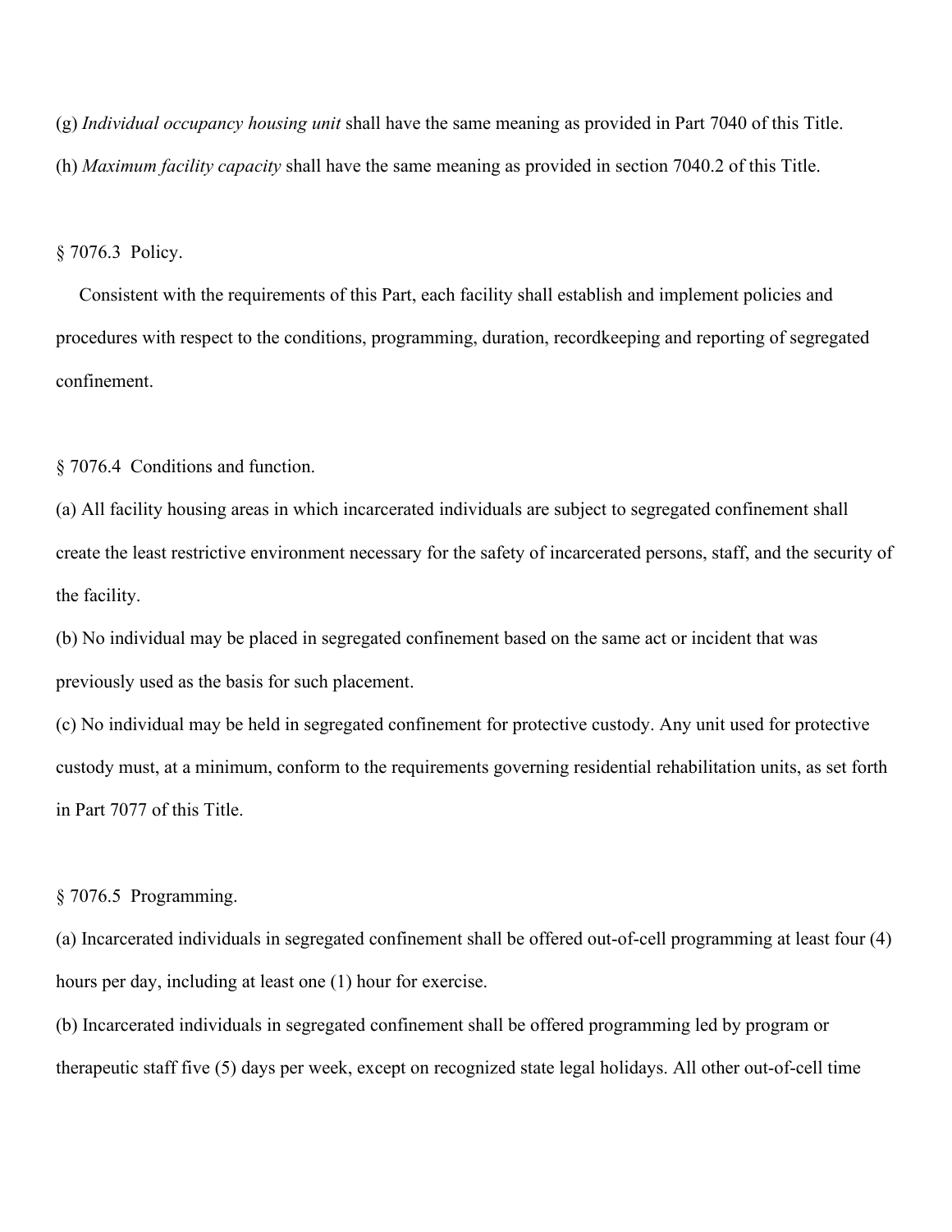(g) *Individual occupancy housing unit* shall have the same meaning as provided in Part 7040 of this Title.

(h) *Maximum facility capacity* shall have the same meaning as provided in section 7040.2 of this Title.

§ 7076.3 Policy.

Consistent with the requirements of this Part, each facility shall establish and implement policies and procedures with respect to the conditions, programming, duration, recordkeeping and reporting of segregated confinement.

§ 7076.4 Conditions and function.

(a) All facility housing areas in which incarcerated individuals are subject to segregated confinement shall create the least restrictive environment necessary for the safety of incarcerated persons, staff, and the security of the facility.

(b) No individual may be placed in segregated confinement based on the same act or incident that was previously used as the basis for such placement.

(c) No individual may be held in segregated confinement for protective custody. Any unit used for protective custody must, at a minimum, conform to the requirements governing residential rehabilitation units, as set forth in Part 7077 of this Title.

§ 7076.5 Programming.

(a) Incarcerated individuals in segregated confinement shall be offered out-of-cell programming at least four (4) hours per day, including at least one (1) hour for exercise.

(b) Incarcerated individuals in segregated confinement shall be offered programming led by program or therapeutic staff five (5) days per week, except on recognized state legal holidays. All other out-of-cell time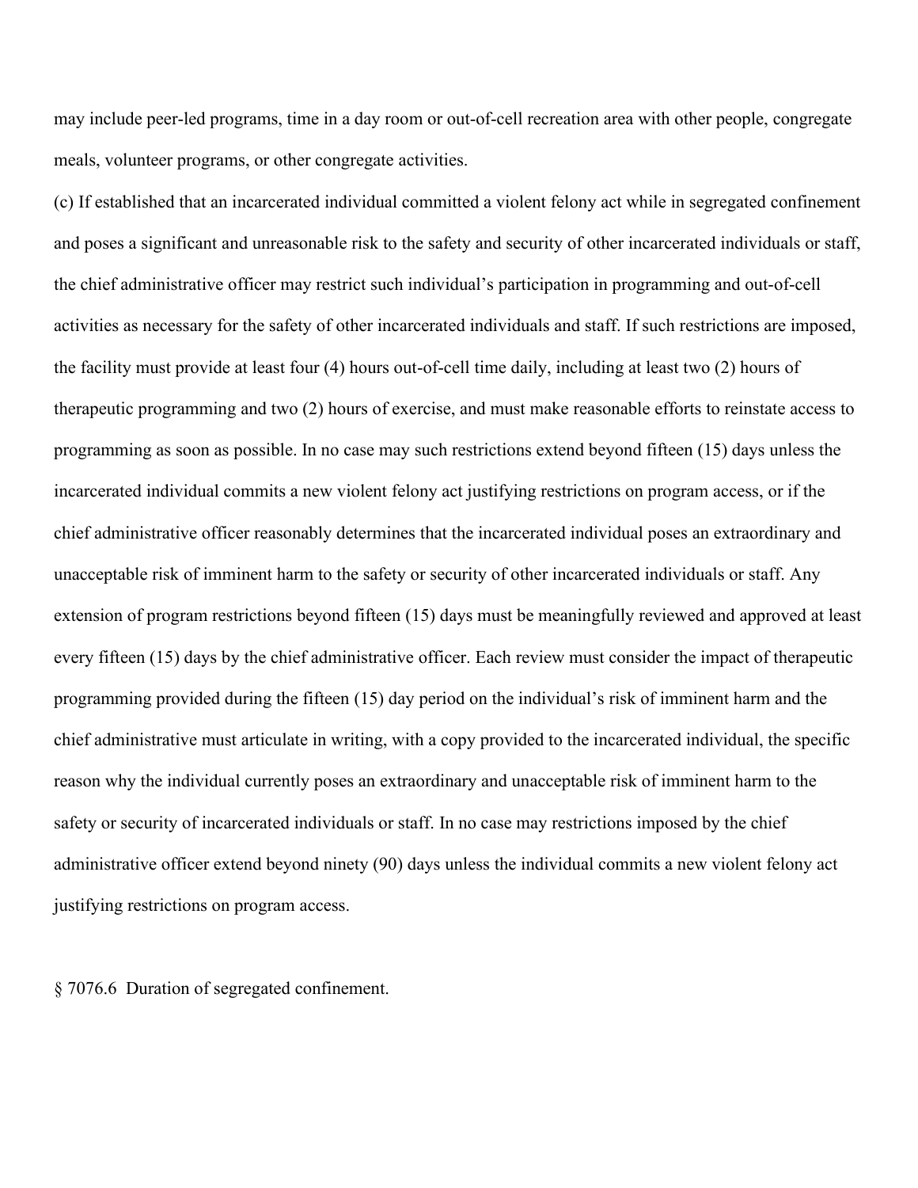may include peer-led programs, time in a day room or out-of-cell recreation area with other people, congregate meals, volunteer programs, or other congregate activities.

(c) If established that an incarcerated individual committed a violent felony act while in segregated confinement and poses a significant and unreasonable risk to the safety and security of other incarcerated individuals or staff, the chief administrative officer may restrict such individual's participation in programming and out-of-cell activities as necessary for the safety of other incarcerated individuals and staff. If such restrictions are imposed, the facility must provide at least four (4) hours out-of-cell time daily, including at least two (2) hours of therapeutic programming and two (2) hours of exercise, and must make reasonable efforts to reinstate access to programming as soon as possible. In no case may such restrictions extend beyond fifteen (15) days unless the incarcerated individual commits a new violent felony act justifying restrictions on program access, or if the chief administrative officer reasonably determines that the incarcerated individual poses an extraordinary and unacceptable risk of imminent harm to the safety or security of other incarcerated individuals or staff. Any extension of program restrictions beyond fifteen (15) days must be meaningfully reviewed and approved at least every fifteen (15) days by the chief administrative officer. Each review must consider the impact of therapeutic programming provided during the fifteen (15) day period on the individual's risk of imminent harm and the chief administrative must articulate in writing, with a copy provided to the incarcerated individual, the specific reason why the individual currently poses an extraordinary and unacceptable risk of imminent harm to the safety or security of incarcerated individuals or staff. In no case may restrictions imposed by the chief administrative officer extend beyond ninety (90) days unless the individual commits a new violent felony act justifying restrictions on program access.

§ 7076.6 Duration of segregated confinement.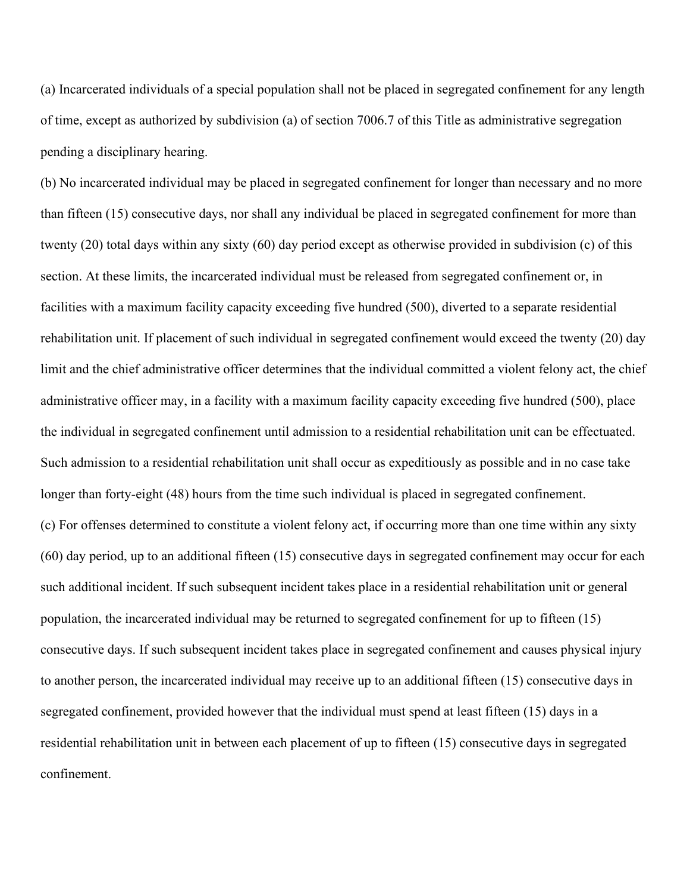(a) Incarcerated individuals of a special population shall not be placed in segregated confinement for any length of time, except as authorized by subdivision (a) of section 7006.7 of this Title as administrative segregation pending a disciplinary hearing.

(b) No incarcerated individual may be placed in segregated confinement for longer than necessary and no more than fifteen (15) consecutive days, nor shall any individual be placed in segregated confinement for more than twenty (20) total days within any sixty (60) day period except as otherwise provided in subdivision (c) of this section. At these limits, the incarcerated individual must be released from segregated confinement or, in facilities with a maximum facility capacity exceeding five hundred (500), diverted to a separate residential rehabilitation unit. If placement of such individual in segregated confinement would exceed the twenty (20) day limit and the chief administrative officer determines that the individual committed a violent felony act, the chief administrative officer may, in a facility with a maximum facility capacity exceeding five hundred (500), place the individual in segregated confinement until admission to a residential rehabilitation unit can be effectuated. Such admission to a residential rehabilitation unit shall occur as expeditiously as possible and in no case take longer than forty-eight (48) hours from the time such individual is placed in segregated confinement.

(c) For offenses determined to constitute a violent felony act, if occurring more than one time within any sixty (60) day period, up to an additional fifteen (15) consecutive days in segregated confinement may occur for each such additional incident. If such subsequent incident takes place in a residential rehabilitation unit or general population, the incarcerated individual may be returned to segregated confinement for up to fifteen (15) consecutive days. If such subsequent incident takes place in segregated confinement and causes physical injury to another person, the incarcerated individual may receive up to an additional fifteen (15) consecutive days in segregated confinement, provided however that the individual must spend at least fifteen (15) days in a residential rehabilitation unit in between each placement of up to fifteen (15) consecutive days in segregated confinement.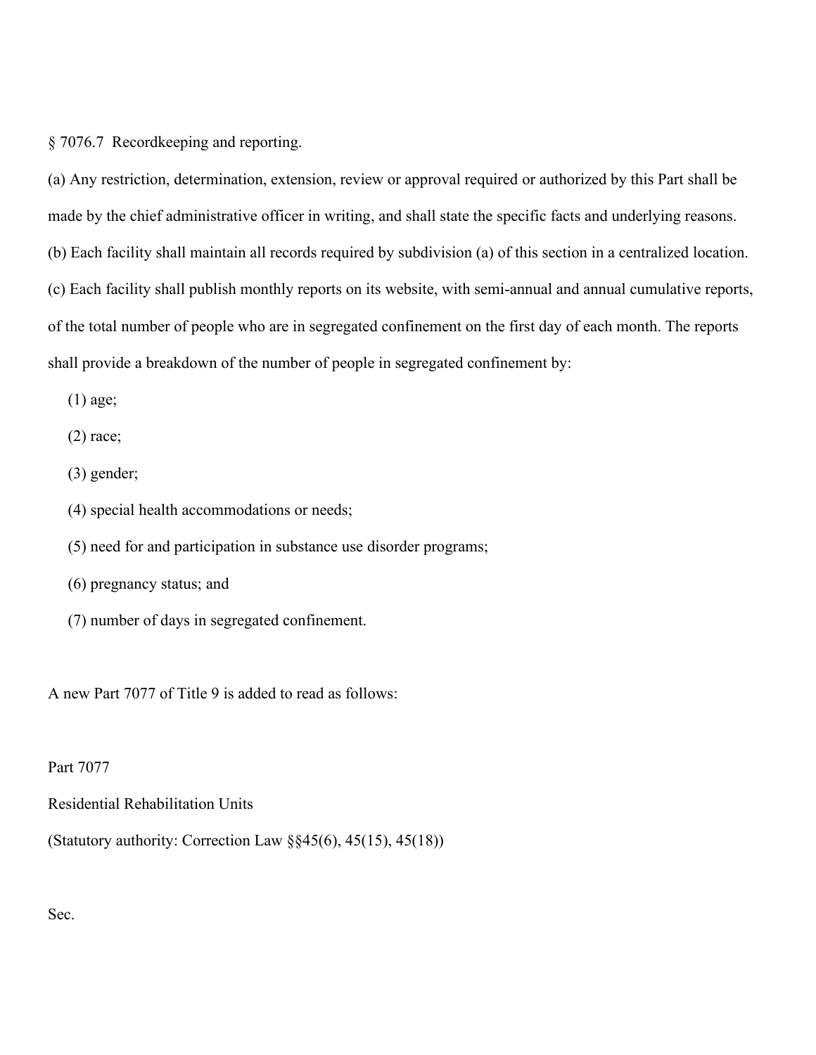§ 7076.7 Recordkeeping and reporting.

(a) Any restriction, determination, extension, review or approval required or authorized by this Part shall be made by the chief administrative officer in writing, and shall state the specific facts and underlying reasons.

(b) Each facility shall maintain all records required by subdivision (a) of this section in a centralized location.

(c) Each facility shall publish monthly reports on its website, with semi-annual and annual cumulative reports, of the total number of people who are in segregated confinement on the first day of each month. The reports shall provide a breakdown of the number of people in segregated confinement by:

(1) age;

(2) race;

(3) gender;

(4) special health accommodations or needs;

(5) need for and participation in substance use disorder programs;

(6) pregnancy status; and

(7) number of days in segregated confinement.

A new Part 7077 of Title 9 is added to read as follows:

Part 7077

Residential Rehabilitation Units

(Statutory authority: Correction Law §§45(6), 45(15), 45(18))

Sec.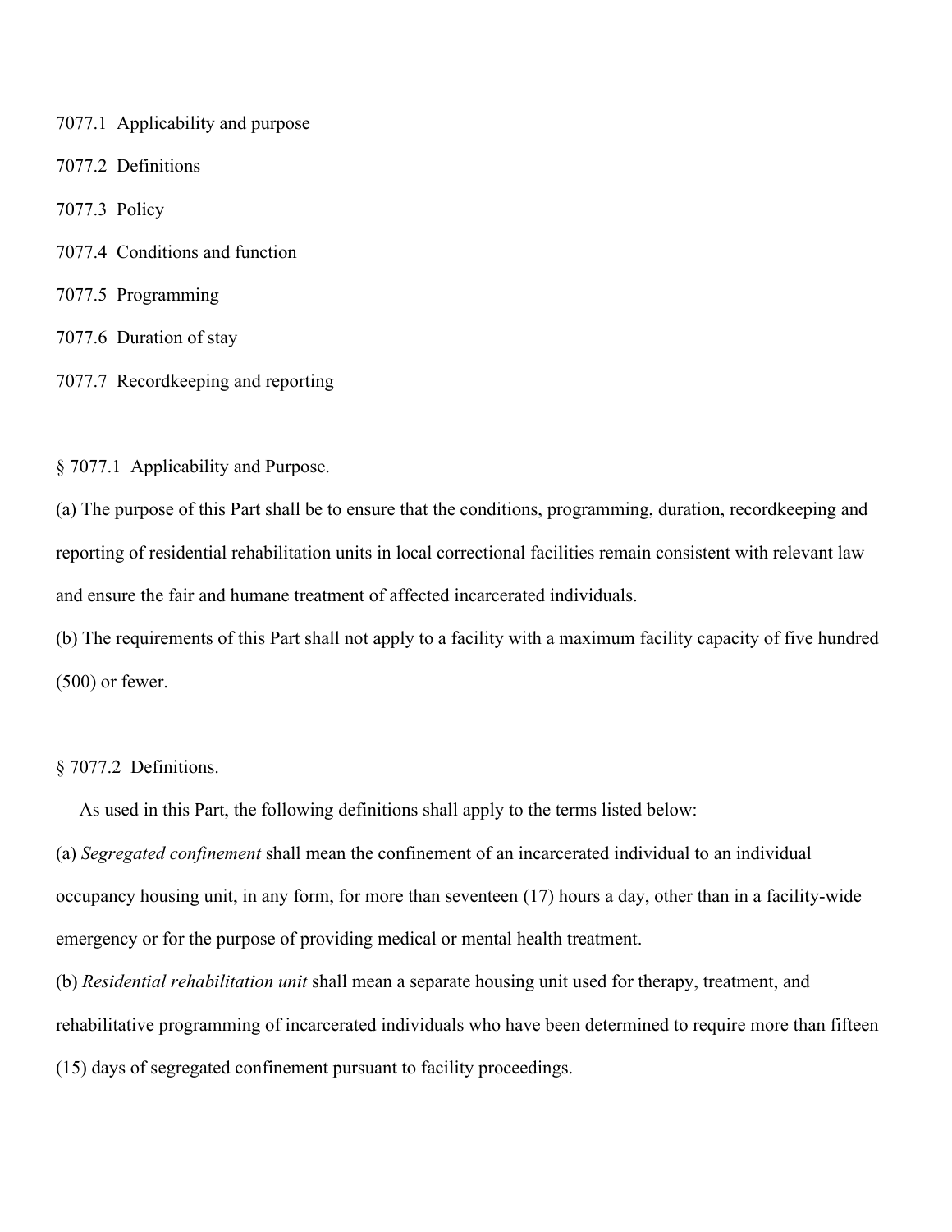7077.1 Applicability and purpose

7077.2 Definitions

7077.3 Policy

7077.4 Conditions and function

7077.5 Programming

7077.6 Duration of stay

7077.7 Recordkeeping and reporting

§ 7077.1 Applicability and Purpose.

(a) The purpose of this Part shall be to ensure that the conditions, programming, duration, recordkeeping and reporting of residential rehabilitation units in local correctional facilities remain consistent with relevant law and ensure the fair and humane treatment of affected incarcerated individuals.

(b) The requirements of this Part shall not apply to a facility with a maximum facility capacity of five hundred (500) or fewer.

§ 7077.2 Definitions.

As used in this Part, the following definitions shall apply to the terms listed below:

(a) *Segregated confinement* shall mean the confinement of an incarcerated individual to an individual occupancy housing unit, in any form, for more than seventeen (17) hours a day, other than in a facility-wide emergency or for the purpose of providing medical or mental health treatment.

(b) *Residential rehabilitation unit* shall mean a separate housing unit used for therapy, treatment, and rehabilitative programming of incarcerated individuals who have been determined to require more than fifteen (15) days of segregated confinement pursuant to facility proceedings.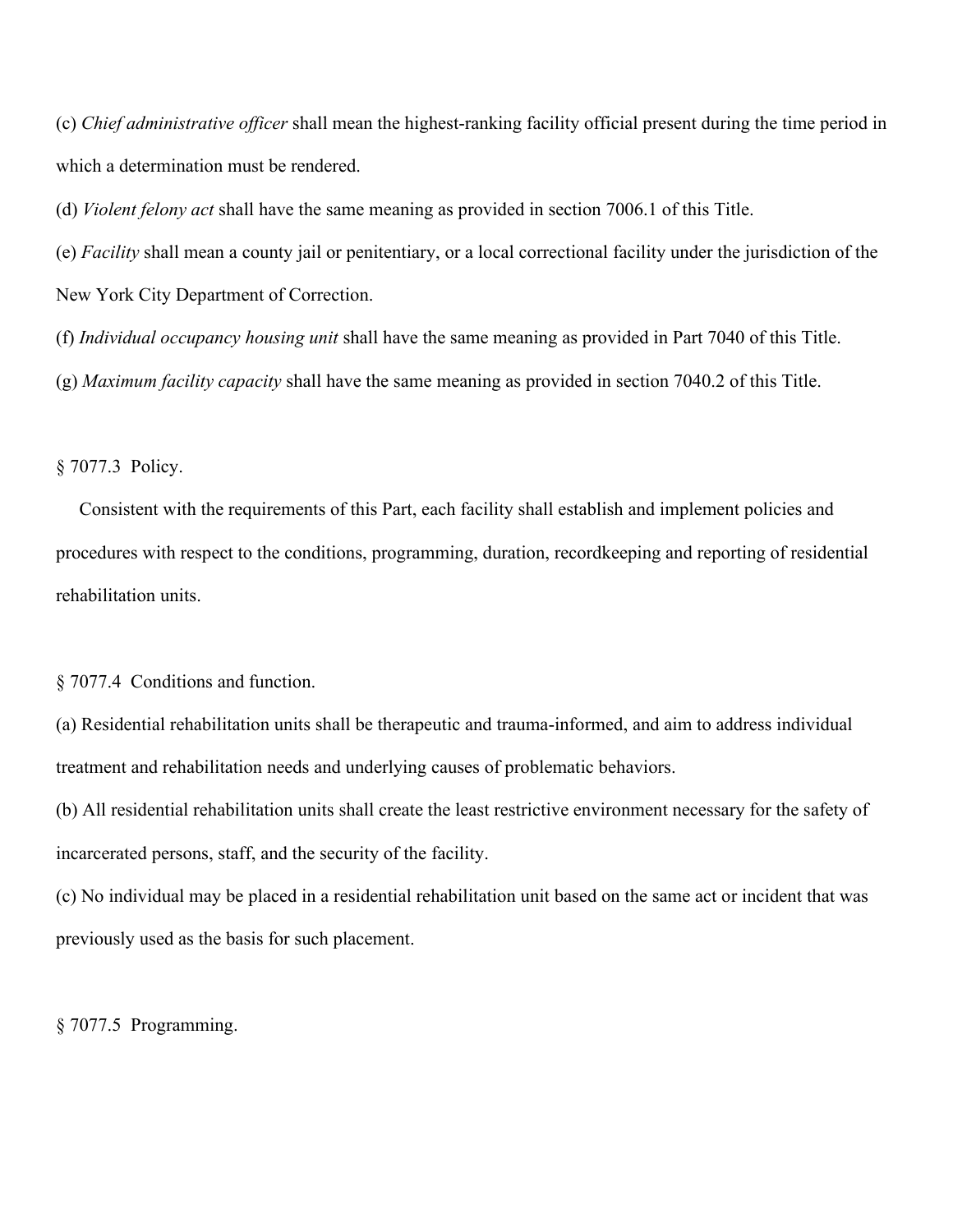(c) *Chief administrative officer* shall mean the highest-ranking facility official present during the time period in which a determination must be rendered.

(d) *Violent felony act* shall have the same meaning as provided in section 7006.1 of this Title.

(e) *Facility* shall mean a county jail or penitentiary, or a local correctional facility under the jurisdiction of the New York City Department of Correction.

(f) *Individual occupancy housing unit* shall have the same meaning as provided in Part 7040 of this Title.

(g) *Maximum facility capacity* shall have the same meaning as provided in section 7040.2 of this Title.

§ 7077.3 Policy.

Consistent with the requirements of this Part, each facility shall establish and implement policies and procedures with respect to the conditions, programming, duration, recordkeeping and reporting of residential rehabilitation units.

§ 7077.4 Conditions and function.

(a) Residential rehabilitation units shall be therapeutic and trauma-informed, and aim to address individual treatment and rehabilitation needs and underlying causes of problematic behaviors.

(b) All residential rehabilitation units shall create the least restrictive environment necessary for the safety of incarcerated persons, staff, and the security of the facility.

(c) No individual may be placed in a residential rehabilitation unit based on the same act or incident that was previously used as the basis for such placement.

§ 7077.5 Programming.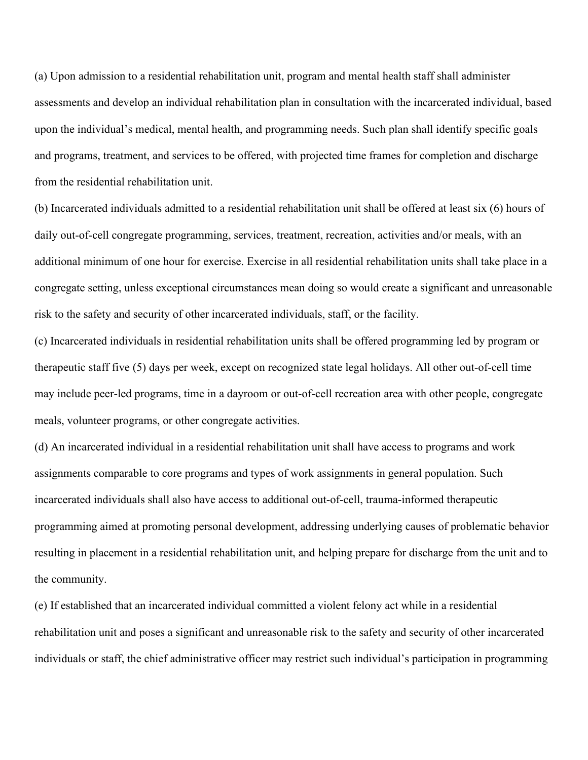(a) Upon admission to a residential rehabilitation unit, program and mental health staff shall administer assessments and develop an individual rehabilitation plan in consultation with the incarcerated individual, based upon the individual's medical, mental health, and programming needs. Such plan shall identify specific goals and programs, treatment, and services to be offered, with projected time frames for completion and discharge from the residential rehabilitation unit.

(b) Incarcerated individuals admitted to a residential rehabilitation unit shall be offered at least six (6) hours of daily out-of-cell congregate programming, services, treatment, recreation, activities and/or meals, with an additional minimum of one hour for exercise. Exercise in all residential rehabilitation units shall take place in a congregate setting, unless exceptional circumstances mean doing so would create a significant and unreasonable risk to the safety and security of other incarcerated individuals, staff, or the facility.

(c) Incarcerated individuals in residential rehabilitation units shall be offered programming led by program or therapeutic staff five (5) days per week, except on recognized state legal holidays. All other out-of-cell time may include peer-led programs, time in a dayroom or out-of-cell recreation area with other people, congregate meals, volunteer programs, or other congregate activities.

(d) An incarcerated individual in a residential rehabilitation unit shall have access to programs and work assignments comparable to core programs and types of work assignments in general population. Such incarcerated individuals shall also have access to additional out-of-cell, trauma-informed therapeutic programming aimed at promoting personal development, addressing underlying causes of problematic behavior resulting in placement in a residential rehabilitation unit, and helping prepare for discharge from the unit and to the community.

(e) If established that an incarcerated individual committed a violent felony act while in a residential rehabilitation unit and poses a significant and unreasonable risk to the safety and security of other incarcerated individuals or staff, the chief administrative officer may restrict such individual's participation in programming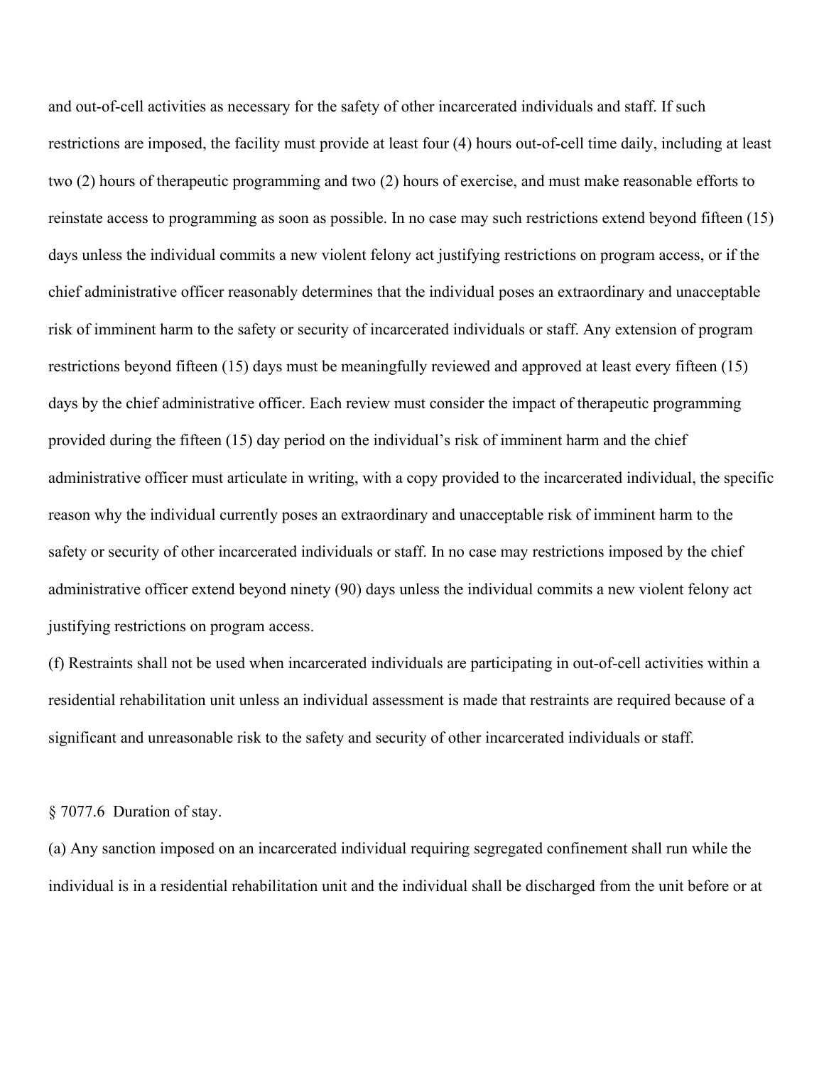and out-of-cell activities as necessary for the safety of other incarcerated individuals and staff. If such restrictions are imposed, the facility must provide at least four (4) hours out-of-cell time daily, including at least two (2) hours of therapeutic programming and two (2) hours of exercise, and must make reasonable efforts to reinstate access to programming as soon as possible. In no case may such restrictions extend beyond fifteen (15) days unless the individual commits a new violent felony act justifying restrictions on program access, or if the chief administrative officer reasonably determines that the individual poses an extraordinary and unacceptable risk of imminent harm to the safety or security of incarcerated individuals or staff. Any extension of program restrictions beyond fifteen (15) days must be meaningfully reviewed and approved at least every fifteen (15) days by the chief administrative officer. Each review must consider the impact of therapeutic programming provided during the fifteen (15) day period on the individual's risk of imminent harm and the chief administrative officer must articulate in writing, with a copy provided to the incarcerated individual, the specific reason why the individual currently poses an extraordinary and unacceptable risk of imminent harm to the safety or security of other incarcerated individuals or staff. In no case may restrictions imposed by the chief administrative officer extend beyond ninety (90) days unless the individual commits a new violent felony act justifying restrictions on program access.

(f) Restraints shall not be used when incarcerated individuals are participating in out-of-cell activities within a residential rehabilitation unit unless an individual assessment is made that restraints are required because of a significant and unreasonable risk to the safety and security of other incarcerated individuals or staff.

§ 7077.6 Duration of stay.

(a) Any sanction imposed on an incarcerated individual requiring segregated confinement shall run while the individual is in a residential rehabilitation unit and the individual shall be discharged from the unit before or at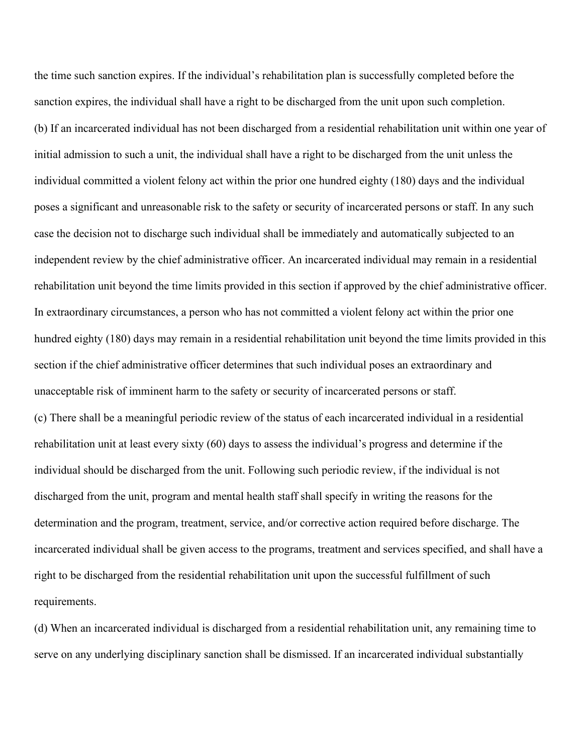the time such sanction expires. If the individual's rehabilitation plan is successfully completed before the sanction expires, the individual shall have a right to be discharged from the unit upon such completion.

(b) If an incarcerated individual has not been discharged from a residential rehabilitation unit within one year of initial admission to such a unit, the individual shall have a right to be discharged from the unit unless the individual committed a violent felony act within the prior one hundred eighty (180) days and the individual poses a significant and unreasonable risk to the safety or security of incarcerated persons or staff. In any such case the decision not to discharge such individual shall be immediately and automatically subjected to an independent review by the chief administrative officer. An incarcerated individual may remain in a residential rehabilitation unit beyond the time limits provided in this section if approved by the chief administrative officer. In extraordinary circumstances, a person who has not committed a violent felony act within the prior one hundred eighty (180) days may remain in a residential rehabilitation unit beyond the time limits provided in this section if the chief administrative officer determines that such individual poses an extraordinary and unacceptable risk of imminent harm to the safety or security of incarcerated persons or staff.

(c) There shall be a meaningful periodic review of the status of each incarcerated individual in a residential rehabilitation unit at least every sixty (60) days to assess the individual's progress and determine if the individual should be discharged from the unit. Following such periodic review, if the individual is not discharged from the unit, program and mental health staff shall specify in writing the reasons for the determination and the program, treatment, service, and/or corrective action required before discharge. The incarcerated individual shall be given access to the programs, treatment and services specified, and shall have a right to be discharged from the residential rehabilitation unit upon the successful fulfillment of such requirements.

(d) When an incarcerated individual is discharged from a residential rehabilitation unit, any remaining time to serve on any underlying disciplinary sanction shall be dismissed. If an incarcerated individual substantially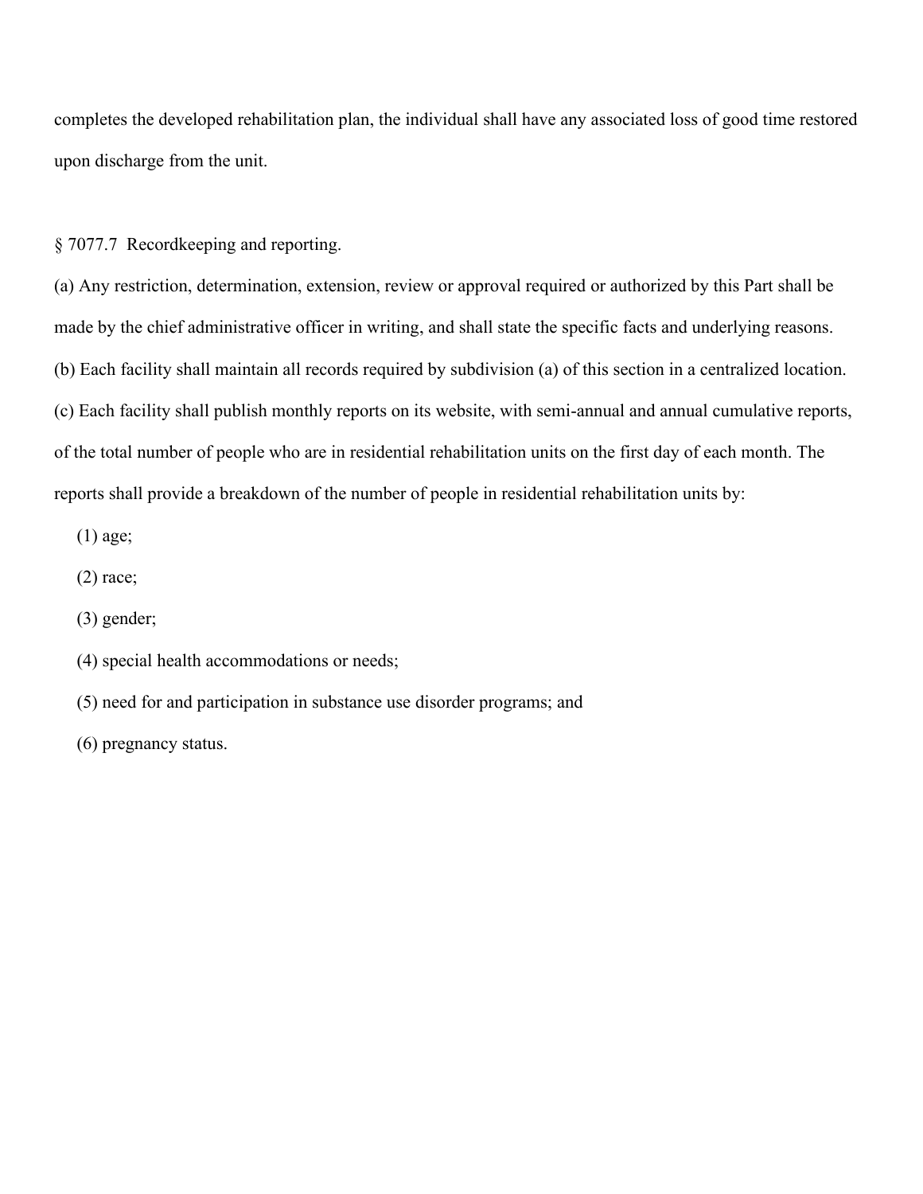completes the developed rehabilitation plan, the individual shall have any associated loss of good time restored upon discharge from the unit.

§ 7077.7 Recordkeeping and reporting.

(a) Any restriction, determination, extension, review or approval required or authorized by this Part shall be made by the chief administrative officer in writing, and shall state the specific facts and underlying reasons.

(b) Each facility shall maintain all records required by subdivision (a) of this section in a centralized location.

(c) Each facility shall publish monthly reports on its website, with semi-annual and annual cumulative reports, of the total number of people who are in residential rehabilitation units on the first day of each month. The reports shall provide a breakdown of the number of people in residential rehabilitation units by:

(1) age;

(2) race;

(3) gender;

(4) special health accommodations or needs;

(5) need for and participation in substance use disorder programs; and

(6) pregnancy status.